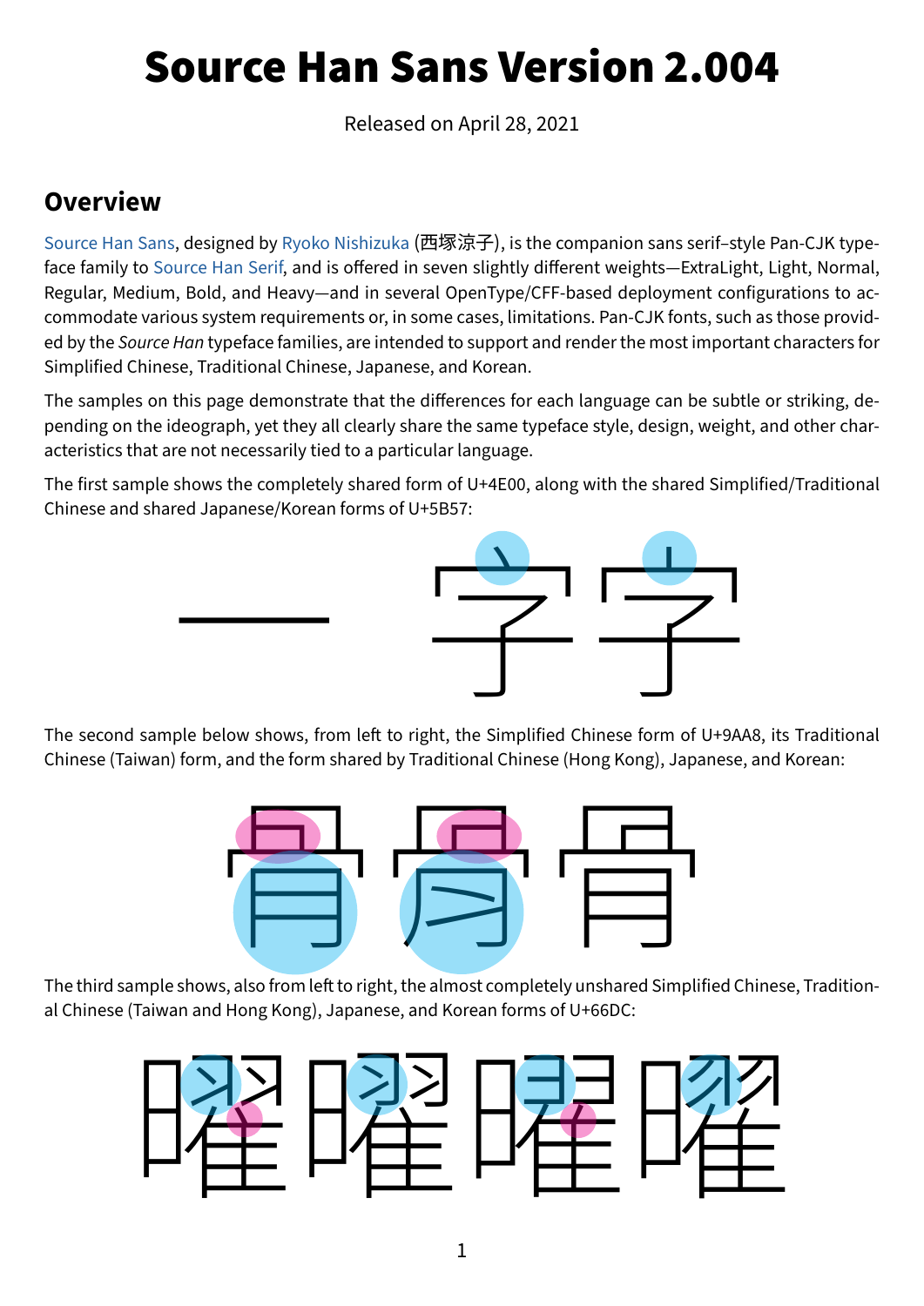# Source Han Sans Version 2.004

Released on April 28, 2021

## Overview

Source Han Sans, designed by Ryoko Nishizuka (西塚涼子), is the companion sans serif–style Pan-CJK typeface family to Source Han Serif, and is offered in seven slightly different weights—ExtraLight, Light, Normal, Regular, Medium, Bold, and Heavy—and in several OpenType/CFF-based deployment configurations to accommodate various system requirements or, in some cases, limitations. Pan-CJK fonts, such as those provided by the *Source Han* typeface families, are intended to support and render the most important characters for Simplified Chinese, Traditional Chinese, Japanese, and Korean.

The samples on this page demonstrate that the differences for each language can be subtle or striking, depending on the ideograph, yet they all clearly share the same typeface style, design, weight, and other characteristics that are not necessarily tied to a particular language.

The first sample shows the completely shared form of U+4E00, along with the shared Simplified/Traditional Chinese and shared Japanese/Korean forms of U+5B57:

一 字字

The second sample below shows, from left to right, the Simplified Chinese form of U+9AA8, its Traditional Chinese (Taiwan) form, and the form shared by Traditional Chinese (Hong Kong), Japanese, and Korean:

骨骨骨

The third sample shows, also from left to right, the almost completely unshared Simplified Chinese, Traditional Chinese (Taiwan and Hong Kong), Japanese, and Korean forms of U+66DC:

曜曜曜曜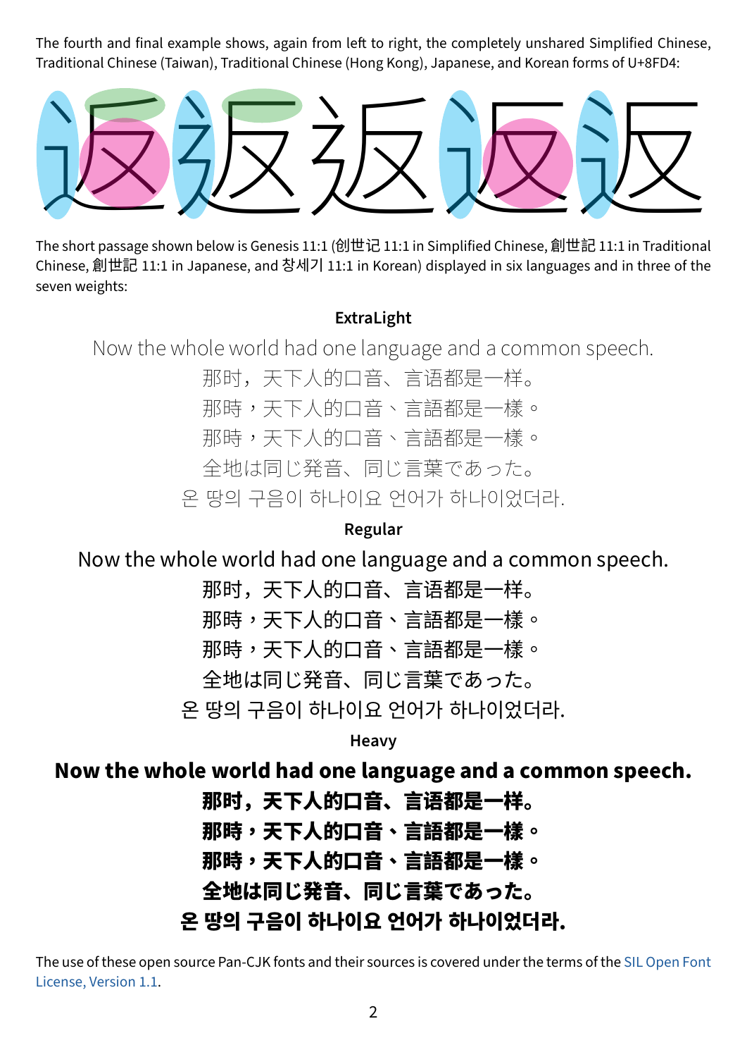The fourth and final example shows, again from left to right, the completely unshared Simplified Chinese, Traditional Chinese (Taiwan), Traditional Chinese (Hong Kong), Japanese, and Korean forms of U+8FD4:

返返返返返

The short passage shown below is Genesis 11:1 (创世记 11:1 in Simplified Chinese, 創世記 11:1 in Traditional Chinese, 創世記 11:1 in Japanese, and 창세기 11:1 in Korean) displayed in six languages and in three of the seven weights:

**ExtraLight**

Now the whole world had one language and a common speech.
那时，天下人的口音、言语都是一样。
那時，天下人的口音、言語都是一樣。
那時，天下人的口音、言語都是一樣。
全地は同じ発音、同じ言葉であった。
온 땅의 구음이 하나이요 언어가 하나이었더라.

**Regular**

Now the whole world had one language and a common speech.
那时，天下人的口音、言语都是一样。
那時，天下人的口音、言語都是一樣。
那時，天下人的口音、言語都是一樣。
全地は同じ発音、同じ言葉であった。
온 땅의 구음이 하나이요 언어가 하나이었더라.

**Heavy**

**Now the whole world had one language and a common speech.**
**那时，天下人的口音、言语都是一样。**
**那時，天下人的口音、言語都是一樣。**
**那時，天下人的口音、言語都是一樣。**
**全地は同じ発音、同じ言葉であった。**
**온 땅의 구음이 하나이요 언어가 하나이었더라.**

The use of these open source Pan-CJK fonts and their sources is covered under the terms of the SIL Open Font License, Version 1.1.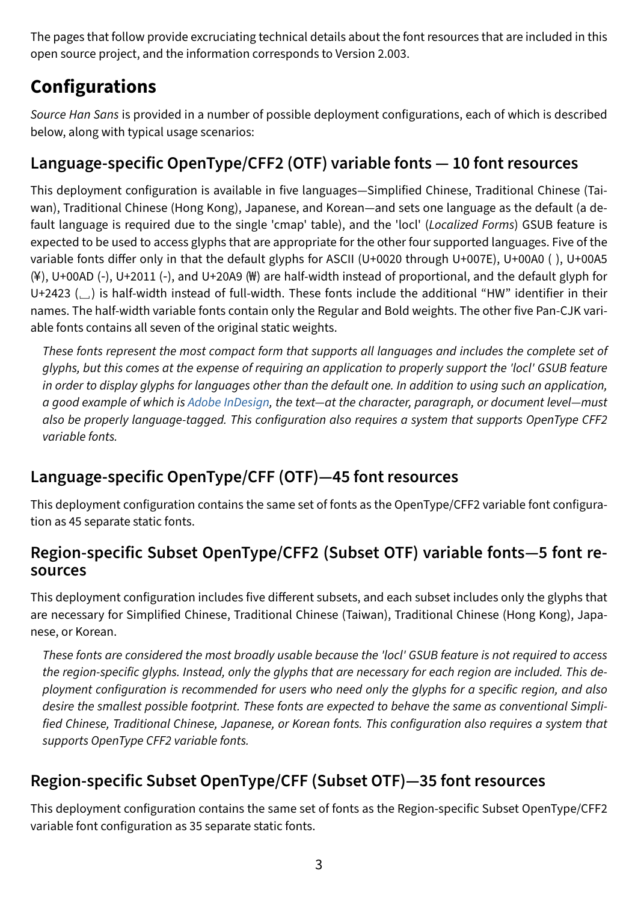The pages that follow provide excruciating technical details about the font resources that are included in this open source project, and the information corresponds to Version 2.003.

# Configurations

*Source Han Sans* is provided in a number of possible deployment configurations, each of which is described below, along with typical usage scenarios:

## Language-specific OpenType/CFF2 (OTF) variable fonts — 10 font resources

This deployment configuration is available in five languages—Simplified Chinese, Traditional Chinese (Taiwan), Traditional Chinese (Hong Kong), Japanese, and Korean—and sets one language as the default (a default language is required due to the single 'cmap' table), and the 'locl' (*Localized Forms*) GSUB feature is expected to be used to access glyphs that are appropriate for the other four supported languages. Five of the variable fonts differ only in that the default glyphs for ASCII (U+0020 through U+007E), U+00A0 ( ), U+00A5 (¥), U+00AD (-), U+2011 (-), and U+20A9 (₩) are half-width instead of proportional, and the default glyph for U+2423 (␣) is half-width instead of full-width. These fonts include the additional "HW" identifier in their names. The half-width variable fonts contain only the Regular and Bold weights. The other five Pan-CJK variable fonts contains all seven of the original static weights.

> *These fonts represent the most compact form that supports all languages and includes the complete set of glyphs, but this comes at the expense of requiring an application to properly support the 'locl' GSUB feature in order to display glyphs for languages other than the default one. In addition to using such an application, a good example of which is Adobe InDesign, the text—at the character, paragraph, or document level—must also be properly language-tagged. This configuration also requires a system that supports OpenType CFF2 variable fonts.*

## Language-specific OpenType/CFF (OTF)—45 font resources

This deployment configuration contains the same set of fonts as the OpenType/CFF2 variable font configuration as 45 separate static fonts.

## Region-specific Subset OpenType/CFF2 (Subset OTF) variable fonts—5 font resources

This deployment configuration includes five different subsets, and each subset includes only the glyphs that are necessary for Simplified Chinese, Traditional Chinese (Taiwan), Traditional Chinese (Hong Kong), Japanese, or Korean.

> *These fonts are considered the most broadly usable because the 'locl' GSUB feature is not required to access the region-specific glyphs. Instead, only the glyphs that are necessary for each region are included. This deployment configuration is recommended for users who need only the glyphs for a specific region, and also desire the smallest possible footprint. These fonts are expected to behave the same as conventional Simplified Chinese, Traditional Chinese, Japanese, or Korean fonts. This configuration also requires a system that supports OpenType CFF2 variable fonts.*

## Region-specific Subset OpenType/CFF (Subset OTF)—35 font resources

This deployment configuration contains the same set of fonts as the Region-specific Subset OpenType/CFF2 variable font configuration as 35 separate static fonts.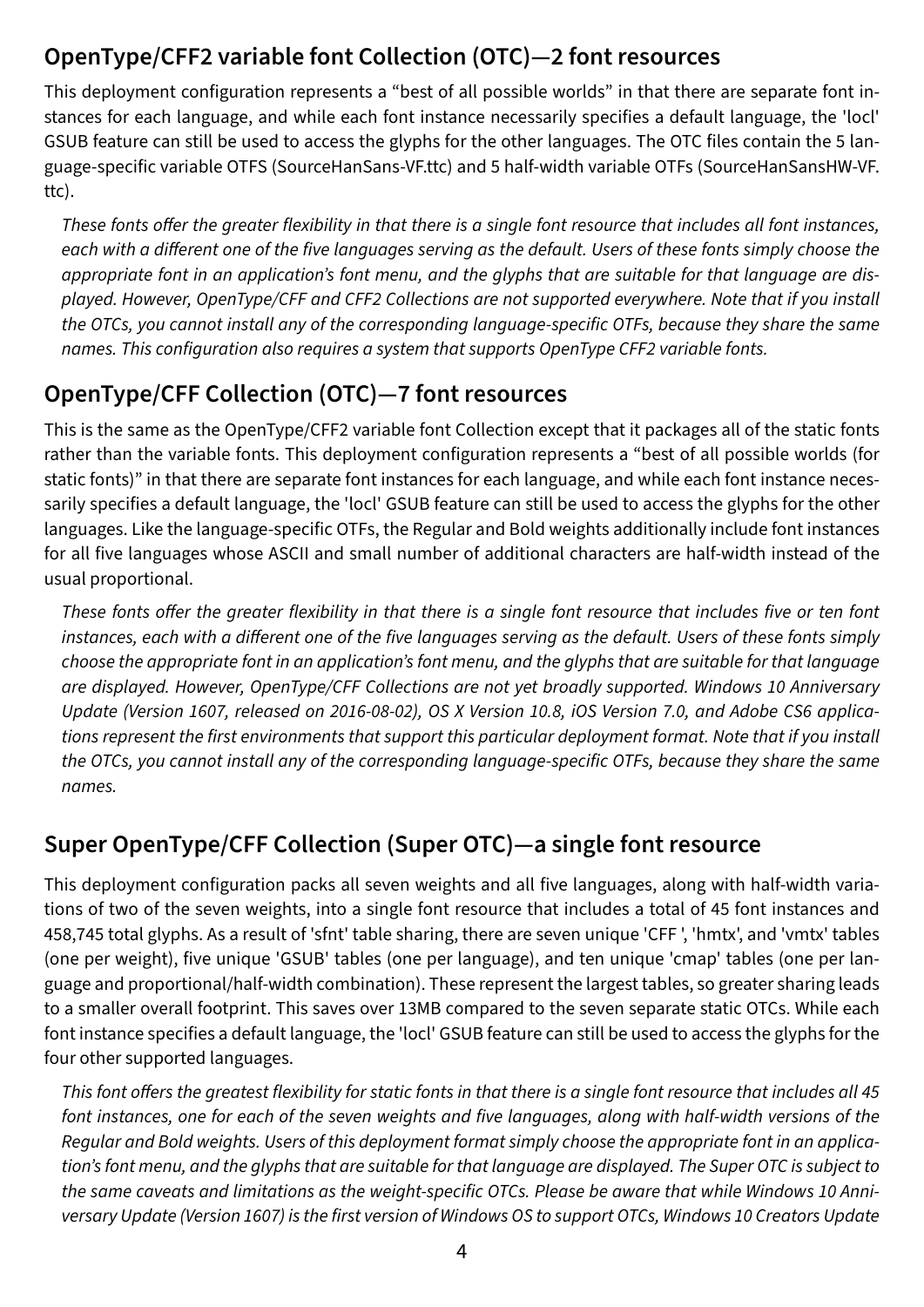## OpenType/CFF2 variable font Collection (OTC)—2 font resources

This deployment configuration represents a “best of all possible worlds” in that there are separate font instances for each language, and while each font instance necessarily specifies a default language, the 'locl' GSUB feature can still be used to access the glyphs for the other languages. The OTC files contain the 5 language-specific variable OTFS (SourceHanSans-VF.ttc) and 5 half-width variable OTFs (SourceHanSansHW-VF.ttc).

*These fonts offer the greater flexibility in that there is a single font resource that includes all font instances, each with a different one of the five languages serving as the default. Users of these fonts simply choose the appropriate font in an application’s font menu, and the glyphs that are suitable for that language are displayed. However, OpenType/CFF and CFF2 Collections are not supported everywhere. Note that if you install the OTCs, you cannot install any of the corresponding language-specific OTFs, because they share the same names. This configuration also requires a system that supports OpenType CFF2 variable fonts.*

## OpenType/CFF Collection (OTC)—7 font resources

This is the same as the OpenType/CFF2 variable font Collection except that it packages all of the static fonts rather than the variable fonts. This deployment configuration represents a “best of all possible worlds (for static fonts)” in that there are separate font instances for each language, and while each font instance necessarily specifies a default language, the 'locl' GSUB feature can still be used to access the glyphs for the other languages. Like the language-specific OTFs, the Regular and Bold weights additionally include font instances for all five languages whose ASCII and small number of additional characters are half-width instead of the usual proportional.

*These fonts offer the greater flexibility in that there is a single font resource that includes five or ten font instances, each with a different one of the five languages serving as the default. Users of these fonts simply choose the appropriate font in an application’s font menu, and the glyphs that are suitable for that language are displayed. However, OpenType/CFF Collections are not yet broadly supported. Windows 10 Anniversary Update (Version 1607, released on 2016-08-02), OS X Version 10.8, iOS Version 7.0, and Adobe CS6 applications represent the first environments that support this particular deployment format. Note that if you install the OTCs, you cannot install any of the corresponding language-specific OTFs, because they share the same names.*

## Super OpenType/CFF Collection (Super OTC)—a single font resource

This deployment configuration packs all seven weights and all five languages, along with half-width variations of two of the seven weights, into a single font resource that includes a total of 45 font instances and 458,745 total glyphs. As a result of 'sfnt' table sharing, there are seven unique 'CFF ', 'hmtx', and 'vmtx' tables (one per weight), five unique 'GSUB' tables (one per language), and ten unique 'cmap' tables (one per language and proportional/half-width combination). These represent the largest tables, so greater sharing leads to a smaller overall footprint. This saves over 13MB compared to the seven separate static OTCs. While each font instance specifies a default language, the 'locl' GSUB feature can still be used to access the glyphs for the four other supported languages.

*This font offers the greatest flexibility for static fonts in that there is a single font resource that includes all 45 font instances, one for each of the seven weights and five languages, along with half-width versions of the Regular and Bold weights. Users of this deployment format simply choose the appropriate font in an application’s font menu, and the glyphs that are suitable for that language are displayed. The Super OTC is subject to the same caveats and limitations as the weight-specific OTCs. Please be aware that while Windows 10 Anniversary Update (Version 1607) is the first version of Windows OS to support OTCs, Windows 10 Creators Update*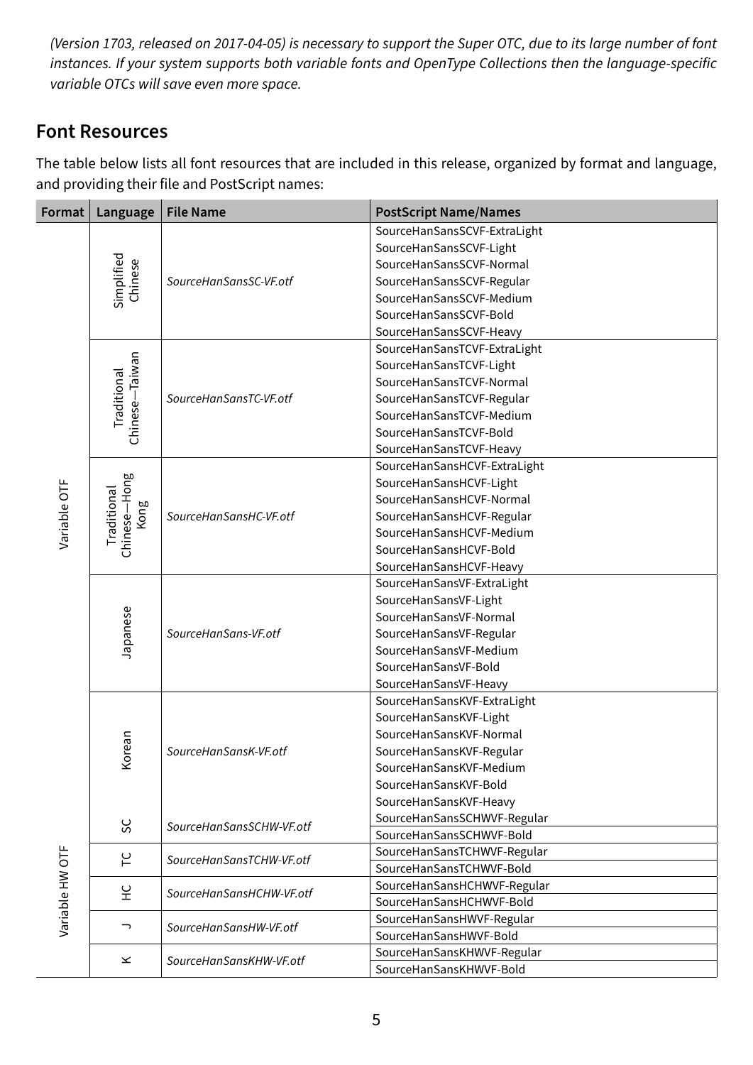*(Version 1703, released on 2017-04-05) is necessary to support the Super OTC, due to its large number of font instances. If your system supports both variable fonts and OpenType Collections then the language-specific variable OTCs will save even more space.*

## Font Resources

The table below lists all font resources that are included in this release, organized by format and language, and providing their file and PostScript names:

| Format | Language | File Name | PostScript Name/Names |
|---|---|---|---|
| Variable OTF | Simplified Chinese | *SourceHanSansSC-VF.otf* | SourceHanSansSCVF-ExtraLight<br>SourceHanSansSCVF-Light<br>SourceHanSansSCVF-Normal<br>SourceHanSansSCVF-Regular<br>SourceHanSansSCVF-Medium<br>SourceHanSansSCVF-Bold<br>SourceHanSansSCVF-Heavy |
| | Traditional Chinese—Taiwan | *SourceHanSansTC-VF.otf* | SourceHanSansTCVF-ExtraLight<br>SourceHanSansTCVF-Light<br>SourceHanSansTCVF-Normal<br>SourceHanSansTCVF-Regular<br>SourceHanSansTCVF-Medium<br>SourceHanSansTCVF-Bold<br>SourceHanSansTCVF-Heavy |
| | Traditional Chinese—Hong Kong | *SourceHanSansHC-VF.otf* | SourceHanSansHCVF-ExtraLight<br>SourceHanSansHCVF-Light<br>SourceHanSansHCVF-Normal<br>SourceHanSansHCVF-Regular<br>SourceHanSansHCVF-Medium<br>SourceHanSansHCVF-Bold<br>SourceHanSansHCVF-Heavy |
| | Japanese | *SourceHanSans-VF.otf* | SourceHanSansVF-ExtraLight<br>SourceHanSansVF-Light<br>SourceHanSansVF-Normal<br>SourceHanSansVF-Regular<br>SourceHanSansVF-Medium<br>SourceHanSansVF-Bold<br>SourceHanSansVF-Heavy |
| | Korean | *SourceHanSansK-VF.otf* | SourceHanSansKVF-ExtraLight<br>SourceHanSansKVF-Light<br>SourceHanSansKVF-Normal<br>SourceHanSansKVF-Regular<br>SourceHanSansKVF-Medium<br>SourceHanSansKVF-Bold<br>SourceHanSansKVF-Heavy |
| Variable HW OTF | SC | *SourceHanSansSCHW-VF.otf* | SourceHanSansSCHWVF-Regular<br>SourceHanSansSCHWVF-Bold |
| | TC | *SourceHanSansTCHW-VF.otf* | SourceHanSansTCHWVF-Regular<br>SourceHanSansTCHWVF-Bold |
| | HC | *SourceHanSansHCHW-VF.otf* | SourceHanSansHCHWVF-Regular<br>SourceHanSansHCHWVF-Bold |
| | J | *SourceHanSansHW-VF.otf* | SourceHanSansHWVF-Regular<br>SourceHanSansHWVF-Bold |
| | K | *SourceHanSansKHW-VF.otf* | SourceHanSansKHWVF-Regular<br>SourceHanSansKHWVF-Bold |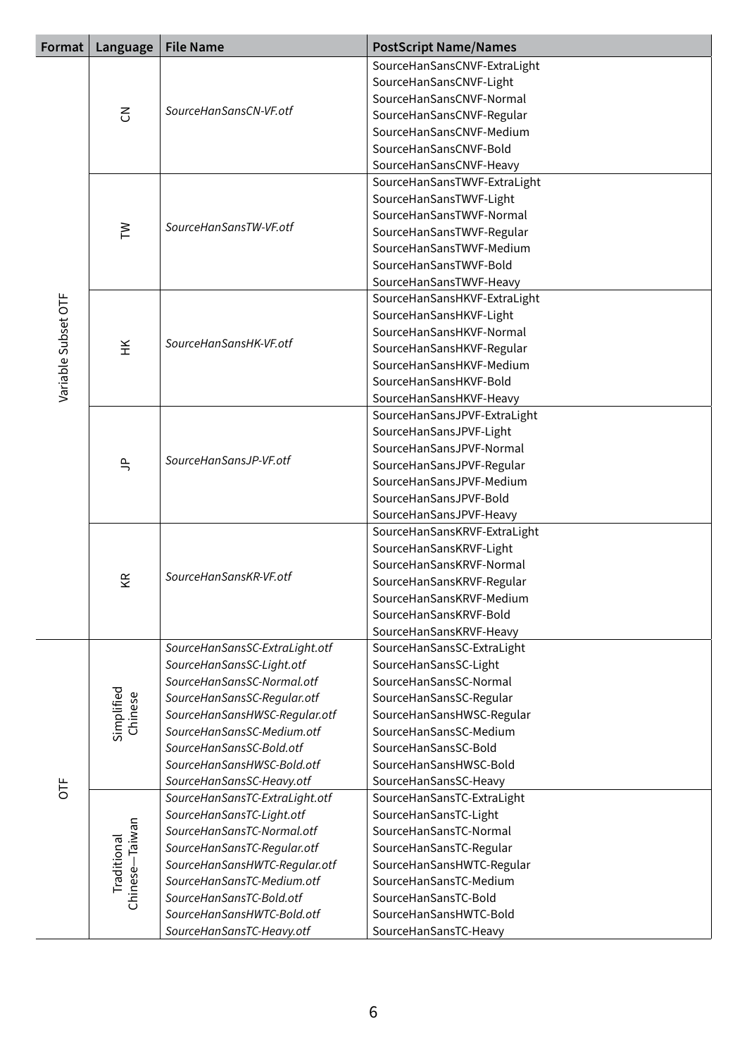| Format | Language | File Name | PostScript Name/Names |
|---|---|---|---|
| Variable Subset OTF | CN | *SourceHanSansCN-VF.otf* | SourceHanSansCNVF-ExtraLight<br>SourceHanSansCNVF-Light<br>SourceHanSansCNVF-Normal<br>SourceHanSansCNVF-Regular<br>SourceHanSansCNVF-Medium<br>SourceHanSansCNVF-Bold<br>SourceHanSansCNVF-Heavy |
| | TW | *SourceHanSansTW-VF.otf* | SourceHanSansTWVF-ExtraLight<br>SourceHanSansTWVF-Light<br>SourceHanSansTWVF-Normal<br>SourceHanSansTWVF-Regular<br>SourceHanSansTWVF-Medium<br>SourceHanSansTWVF-Bold<br>SourceHanSansTWVF-Heavy |
| | HK | *SourceHanSansHK-VF.otf* | SourceHanSansHKVF-ExtraLight<br>SourceHanSansHKVF-Light<br>SourceHanSansHKVF-Normal<br>SourceHanSansHKVF-Regular<br>SourceHanSansHKVF-Medium<br>SourceHanSansHKVF-Bold<br>SourceHanSansHKVF-Heavy |
| | JP | *SourceHanSansJP-VF.otf* | SourceHanSansJPVF-ExtraLight<br>SourceHanSansJPVF-Light<br>SourceHanSansJPVF-Normal<br>SourceHanSansJPVF-Regular<br>SourceHanSansJPVF-Medium<br>SourceHanSansJPVF-Bold<br>SourceHanSansJPVF-Heavy |
| | KR | *SourceHanSansKR-VF.otf* | SourceHanSansKRVF-ExtraLight<br>SourceHanSansKRVF-Light<br>SourceHanSansKRVF-Normal<br>SourceHanSansKRVF-Regular<br>SourceHanSansKRVF-Medium<br>SourceHanSansKRVF-Bold<br>SourceHanSansKRVF-Heavy |
| OTF | Simplified Chinese | *SourceHanSansSC-ExtraLight.otf*<br>*SourceHanSansSC-Light.otf*<br>*SourceHanSansSC-Normal.otf*<br>*SourceHanSansSC-Regular.otf*<br>*SourceHanSansHWSC-Regular.otf*<br>*SourceHanSansSC-Medium.otf*<br>*SourceHanSansSC-Bold.otf*<br>*SourceHanSansHWSC-Bold.otf*<br>*SourceHanSansSC-Heavy.otf* | SourceHanSansSC-ExtraLight<br>SourceHanSansSC-Light<br>SourceHanSansSC-Normal<br>SourceHanSansSC-Regular<br>SourceHanSansHWSC-Regular<br>SourceHanSansSC-Medium<br>SourceHanSansSC-Bold<br>SourceHanSansHWSC-Bold<br>SourceHanSansSC-Heavy |
| | Traditional Chinese—Taiwan | *SourceHanSansTC-ExtraLight.otf*<br>*SourceHanSansTC-Light.otf*<br>*SourceHanSansTC-Normal.otf*<br>*SourceHanSansTC-Regular.otf*<br>*SourceHanSansHWTC-Regular.otf*<br>*SourceHanSansTC-Medium.otf*<br>*SourceHanSansTC-Bold.otf*<br>*SourceHanSansHWTC-Bold.otf*<br>*SourceHanSansTC-Heavy.otf* | SourceHanSansTC-ExtraLight<br>SourceHanSansTC-Light<br>SourceHanSansTC-Normal<br>SourceHanSansTC-Regular<br>SourceHanSansHWTC-Regular<br>SourceHanSansTC-Medium<br>SourceHanSansTC-Bold<br>SourceHanSansHWTC-Bold<br>SourceHanSansTC-Heavy |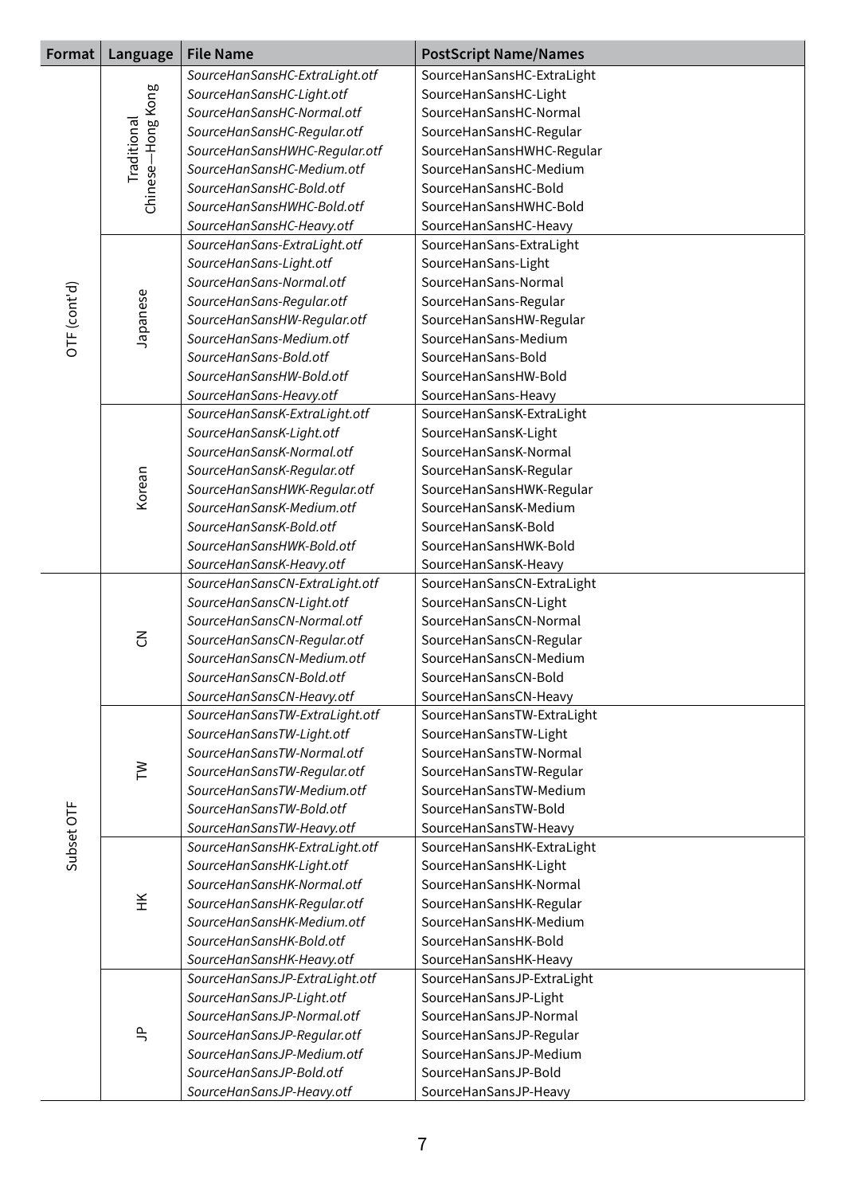| Format | Language | File Name | PostScript Name/Names |
|---|---|---|---|
| OTF (cont'd) | Traditional Chinese—Hong Kong | *SourceHanSansHC-ExtraLight.otf* | SourceHanSansHC-ExtraLight |
| | | *SourceHanSansHC-Light.otf* | SourceHanSansHC-Light |
| | | *SourceHanSansHC-Normal.otf* | SourceHanSansHC-Normal |
| | | *SourceHanSansHC-Regular.otf* | SourceHanSansHC-Regular |
| | | *SourceHanSansHWHC-Regular.otf* | SourceHanSansHWHC-Regular |
| | | *SourceHanSansHC-Medium.otf* | SourceHanSansHC-Medium |
| | | *SourceHanSansHC-Bold.otf* | SourceHanSansHC-Bold |
| | | *SourceHanSansHWHC-Bold.otf* | SourceHanSansHWHC-Bold |
| | | *SourceHanSansHC-Heavy.otf* | SourceHanSansHC-Heavy |
| | Japanese | *SourceHanSans-ExtraLight.otf* | SourceHanSans-ExtraLight |
| | | *SourceHanSans-Light.otf* | SourceHanSans-Light |
| | | *SourceHanSans-Normal.otf* | SourceHanSans-Normal |
| | | *SourceHanSans-Regular.otf* | SourceHanSans-Regular |
| | | *SourceHanSansHW-Regular.otf* | SourceHanSansHW-Regular |
| | | *SourceHanSans-Medium.otf* | SourceHanSans-Medium |
| | | *SourceHanSans-Bold.otf* | SourceHanSans-Bold |
| | | *SourceHanSansHW-Bold.otf* | SourceHanSansHW-Bold |
| | | *SourceHanSans-Heavy.otf* | SourceHanSans-Heavy |
| | Korean | *SourceHanSansK-ExtraLight.otf* | SourceHanSansK-ExtraLight |
| | | *SourceHanSansK-Light.otf* | SourceHanSansK-Light |
| | | *SourceHanSansK-Normal.otf* | SourceHanSansK-Normal |
| | | *SourceHanSansK-Regular.otf* | SourceHanSansK-Regular |
| | | *SourceHanSansHWK-Regular.otf* | SourceHanSansHWK-Regular |
| | | *SourceHanSansK-Medium.otf* | SourceHanSansK-Medium |
| | | *SourceHanSansK-Bold.otf* | SourceHanSansK-Bold |
| | | *SourceHanSansHWK-Bold.otf* | SourceHanSansHWK-Bold |
| | | *SourceHanSansK-Heavy.otf* | SourceHanSansK-Heavy |
| Subset OTF | CN | *SourceHanSansCN-ExtraLight.otf* | SourceHanSansCN-ExtraLight |
| | | *SourceHanSansCN-Light.otf* | SourceHanSansCN-Light |
| | | *SourceHanSansCN-Normal.otf* | SourceHanSansCN-Normal |
| | | *SourceHanSansCN-Regular.otf* | SourceHanSansCN-Regular |
| | | *SourceHanSansCN-Medium.otf* | SourceHanSansCN-Medium |
| | | *SourceHanSansCN-Bold.otf* | SourceHanSansCN-Bold |
| | | *SourceHanSansCN-Heavy.otf* | SourceHanSansCN-Heavy |
| | TW | *SourceHanSansTW-ExtraLight.otf* | SourceHanSansTW-ExtraLight |
| | | *SourceHanSansTW-Light.otf* | SourceHanSansTW-Light |
| | | *SourceHanSansTW-Normal.otf* | SourceHanSansTW-Normal |
| | | *SourceHanSansTW-Regular.otf* | SourceHanSansTW-Regular |
| | | *SourceHanSansTW-Medium.otf* | SourceHanSansTW-Medium |
| | | *SourceHanSansTW-Bold.otf* | SourceHanSansTW-Bold |
| | | *SourceHanSansTW-Heavy.otf* | SourceHanSansTW-Heavy |
| | HK | *SourceHanSansHK-ExtraLight.otf* | SourceHanSansHK-ExtraLight |
| | | *SourceHanSansHK-Light.otf* | SourceHanSansHK-Light |
| | | *SourceHanSansHK-Normal.otf* | SourceHanSansHK-Normal |
| | | *SourceHanSansHK-Regular.otf* | SourceHanSansHK-Regular |
| | | *SourceHanSansHK-Medium.otf* | SourceHanSansHK-Medium |
| | | *SourceHanSansHK-Bold.otf* | SourceHanSansHK-Bold |
| | | *SourceHanSansHK-Heavy.otf* | SourceHanSansHK-Heavy |
| | JP | *SourceHanSansJP-ExtraLight.otf* | SourceHanSansJP-ExtraLight |
| | | *SourceHanSansJP-Light.otf* | SourceHanSansJP-Light |
| | | *SourceHanSansJP-Normal.otf* | SourceHanSansJP-Normal |
| | | *SourceHanSansJP-Regular.otf* | SourceHanSansJP-Regular |
| | | *SourceHanSansJP-Medium.otf* | SourceHanSansJP-Medium |
| | | *SourceHanSansJP-Bold.otf* | SourceHanSansJP-Bold |
| | | *SourceHanSansJP-Heavy.otf* | SourceHanSansJP-Heavy |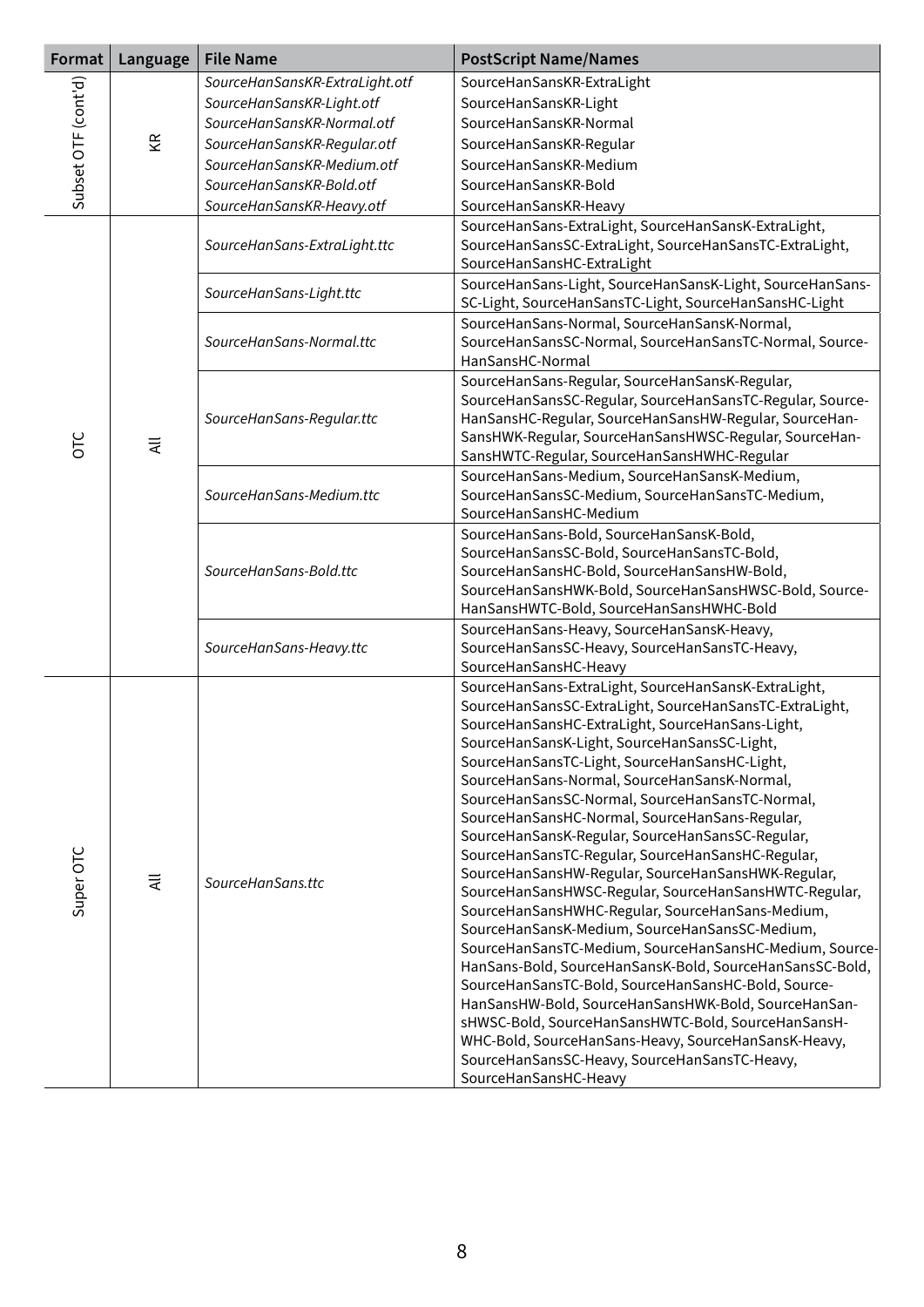| Format | Language | File Name | PostScript Name/Names |
| --- | --- | --- | --- |
| Subset OTF (cont'd) | KR | *SourceHanSansKR-ExtraLight.otf* | SourceHanSansKR-ExtraLight |
| | | *SourceHanSansKR-Light.otf* | SourceHanSansKR-Light |
| | | *SourceHanSansKR-Normal.otf* | SourceHanSansKR-Normal |
| | | *SourceHanSansKR-Regular.otf* | SourceHanSansKR-Regular |
| | | *SourceHanSansKR-Medium.otf* | SourceHanSansKR-Medium |
| | | *SourceHanSansKR-Bold.otf* | SourceHanSansKR-Bold |
| | | *SourceHanSansKR-Heavy.otf* | SourceHanSansKR-Heavy |
| OTC | All | *SourceHanSans-ExtraLight.ttc* | SourceHanSans-ExtraLight, SourceHanSansK-ExtraLight, SourceHanSansSC-ExtraLight, SourceHanSansTC-ExtraLight, SourceHanSansHC-ExtraLight |
| | | *SourceHanSans-Light.ttc* | SourceHanSans-Light, SourceHanSansK-Light, SourceHanSans-SC-Light, SourceHanSansTC-Light, SourceHanSansHC-Light |
| | | *SourceHanSans-Normal.ttc* | SourceHanSans-Normal, SourceHanSansK-Normal, SourceHanSansSC-Normal, SourceHanSansTC-Normal, Source-HanSansHC-Normal |
| | | *SourceHanSans-Regular.ttc* | SourceHanSans-Regular, SourceHanSansK-Regular, SourceHanSansSC-Regular, SourceHanSansTC-Regular, Source-HanSansHC-Regular, SourceHanSansHW-Regular, SourceHan-SansHWK-Regular, SourceHanSansHWSC-Regular, SourceHan-SansHWTC-Regular, SourceHanSansHWHC-Regular |
| | | *SourceHanSans-Medium.ttc* | SourceHanSans-Medium, SourceHanSansK-Medium, SourceHanSansSC-Medium, SourceHanSansTC-Medium, SourceHanSansHC-Medium |
| | | *SourceHanSans-Bold.ttc* | SourceHanSans-Bold, SourceHanSansK-Bold, SourceHanSansSC-Bold, SourceHanSansTC-Bold, SourceHanSansHC-Bold, SourceHanSansHW-Bold, SourceHanSansHWK-Bold, SourceHanSansHWSC-Bold, Source-HanSansHWTC-Bold, SourceHanSansHWHC-Bold |
| | | *SourceHanSans-Heavy.ttc* | SourceHanSans-Heavy, SourceHanSansK-Heavy, SourceHanSansSC-Heavy, SourceHanSansTC-Heavy, SourceHanSansHC-Heavy |
| Super OTC | All | *SourceHanSans.ttc* | SourceHanSans-ExtraLight, SourceHanSansK-ExtraLight, SourceHanSansSC-ExtraLight, SourceHanSansTC-ExtraLight, SourceHanSansHC-ExtraLight, SourceHanSans-Light, SourceHanSansK-Light, SourceHanSansSC-Light, SourceHanSansTC-Light, SourceHanSansHC-Light, SourceHanSans-Normal, SourceHanSansK-Normal, SourceHanSansSC-Normal, SourceHanSansTC-Normal, SourceHanSansHC-Normal, SourceHanSans-Regular, SourceHanSansK-Regular, SourceHanSansSC-Regular, SourceHanSansTC-Regular, SourceHanSansHC-Regular, SourceHanSansHW-Regular, SourceHanSansHWK-Regular, SourceHanSansHWSC-Regular, SourceHanSansHWTC-Regular, SourceHanSansHWHC-Regular, SourceHanSans-Medium, SourceHanSansK-Medium, SourceHanSansSC-Medium, SourceHanSansTC-Medium, SourceHanSansHC-Medium, Source-HanSans-Bold, SourceHanSansK-Bold, SourceHanSansSC-Bold, SourceHanSansTC-Bold, SourceHanSansHC-Bold, Source-HanSansHW-Bold, SourceHanSansHWK-Bold, SourceHanSan-sHWSC-Bold, SourceHanSansHWTC-Bold, SourceHanSansH-WHC-Bold, SourceHanSans-Heavy, SourceHanSansK-Heavy, SourceHanSansSC-Heavy, SourceHanSansTC-Heavy, SourceHanSansHC-Heavy |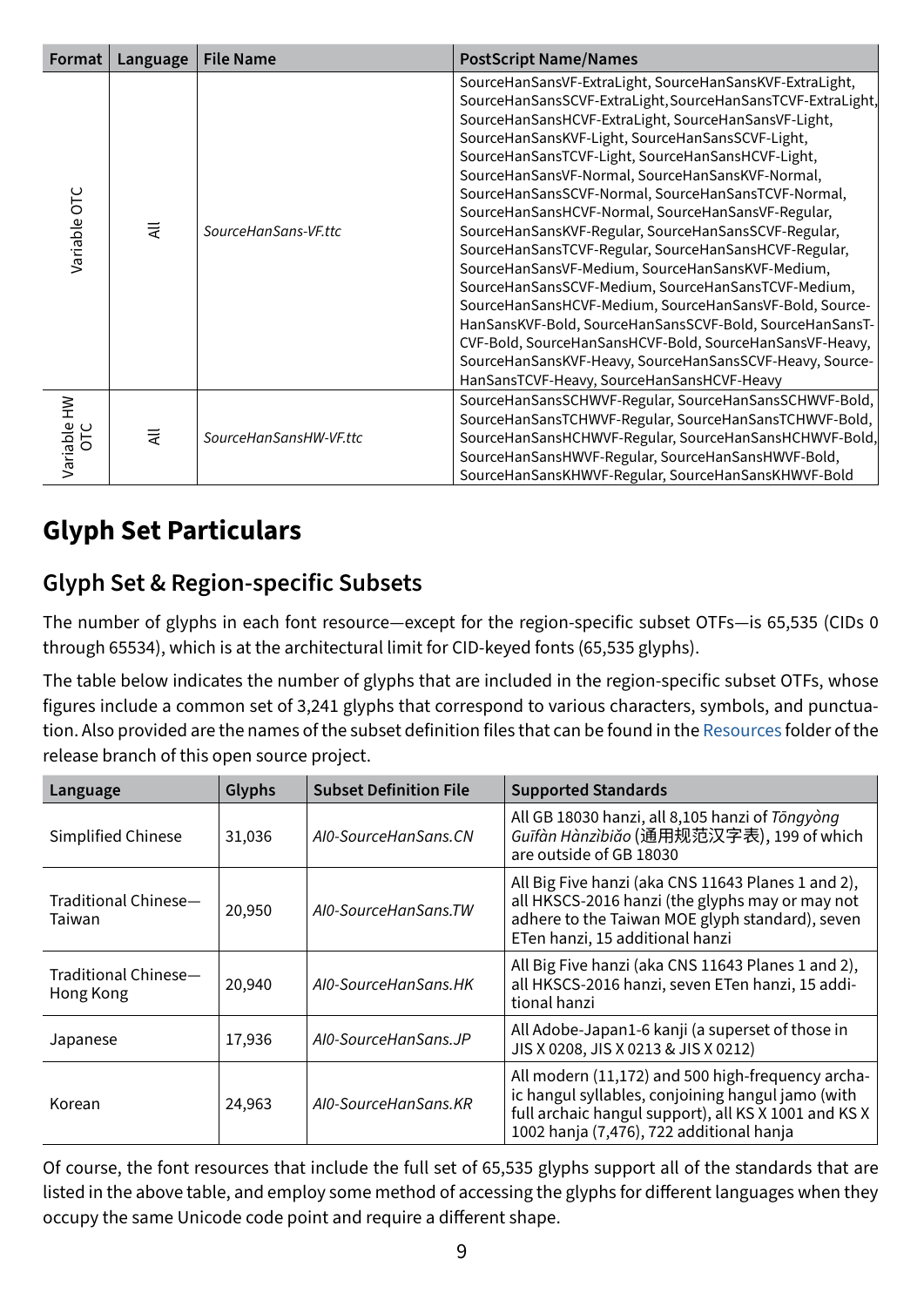| Format | Language | File Name | PostScript Name/Names |
|---|---|---|---|
| Variable OTC | All | *SourceHanSans-VF.ttc* | SourceHanSansVF-ExtraLight, SourceHanSansKVF-ExtraLight, SourceHanSansSCVF-ExtraLight, SourceHanSansTCVF-ExtraLight, SourceHanSansHCVF-ExtraLight, SourceHanSansVF-Light, SourceHanSansKVF-Light, SourceHanSansSCVF-Light, SourceHanSansTCVF-Light, SourceHanSansHCVF-Light, SourceHanSansVF-Normal, SourceHanSansKVF-Normal, SourceHanSansSCVF-Normal, SourceHanSansTCVF-Normal, SourceHanSansHCVF-Normal, SourceHanSansVF-Regular, SourceHanSansKVF-Regular, SourceHanSansSCVF-Regular, SourceHanSansTCVF-Regular, SourceHanSansHCVF-Regular, SourceHanSansVF-Medium, SourceHanSansKVF-Medium, SourceHanSansSCVF-Medium, SourceHanSansTCVF-Medium, SourceHanSansHCVF-Medium, SourceHanSansVF-Bold, SourceHanSansKVF-Bold, SourceHanSansSCVF-Bold, SourceHanSansTCVF-Bold, SourceHanSansHCVF-Bold, SourceHanSansVF-Heavy, SourceHanSansKVF-Heavy, SourceHanSansSCVF-Heavy, SourceHanSansTCVF-Heavy, SourceHanSansHCVF-Heavy |
| Variable HW OTC | All | *SourceHanSansHW-VF.ttc* | SourceHanSansSCHWVF-Regular, SourceHanSansSCHWVF-Bold, SourceHanSansTCHWVF-Regular, SourceHanSansTCHWVF-Bold, SourceHanSansHCHWVF-Regular, SourceHanSansHCHWVF-Bold, SourceHanSansHWVF-Regular, SourceHanSansHWVF-Bold, SourceHanSansKHWVF-Regular, SourceHanSansKHWVF-Bold |

# Glyph Set Particulars

## Glyph Set & Region-specific Subsets

The number of glyphs in each font resource—except for the region-specific subset OTFs—is 65,535 (CIDs 0 through 65534), which is at the architectural limit for CID-keyed fonts (65,535 glyphs).

The table below indicates the number of glyphs that are included in the region-specific subset OTFs, whose figures include a common set of 3,241 glyphs that correspond to various characters, symbols, and punctuation. Also provided are the names of the subset definition files that can be found in the Resources folder of the release branch of this open source project.

| Language | Glyphs | Subset Definition File | Supported Standards |
|---|---|---|---|
| Simplified Chinese | 31,036 | *AI0-SourceHanSans.CN* | All GB 18030 hanzi, all 8,105 hanzi of *Tōngyòng Guīfàn Hànzìbiǎo* (通用规范汉字表), 199 of which are outside of GB 18030 |
| Traditional Chinese—Taiwan | 20,950 | *AI0-SourceHanSans.TW* | All Big Five hanzi (aka CNS 11643 Planes 1 and 2), all HKSCS-2016 hanzi (the glyphs may or may not adhere to the Taiwan MOE glyph standard), seven ETen hanzi, 15 additional hanzi |
| Traditional Chinese—Hong Kong | 20,940 | *AI0-SourceHanSans.HK* | All Big Five hanzi (aka CNS 11643 Planes 1 and 2), all HKSCS-2016 hanzi, seven ETen hanzi, 15 additional hanzi |
| Japanese | 17,936 | *AI0-SourceHanSans.JP* | All Adobe-Japan1-6 kanji (a superset of those in JIS X 0208, JIS X 0213 & JIS X 0212) |
| Korean | 24,963 | *AI0-SourceHanSans.KR* | All modern (11,172) and 500 high-frequency archaic hangul syllables, conjoining hangul jamo (with full archaic hangul support), all KS X 1001 and KS X 1002 hanja (7,476), 722 additional hanja |

Of course, the font resources that include the full set of 65,535 glyphs support all of the standards that are listed in the above table, and employ some method of accessing the glyphs for different languages when they occupy the same Unicode code point and require a different shape.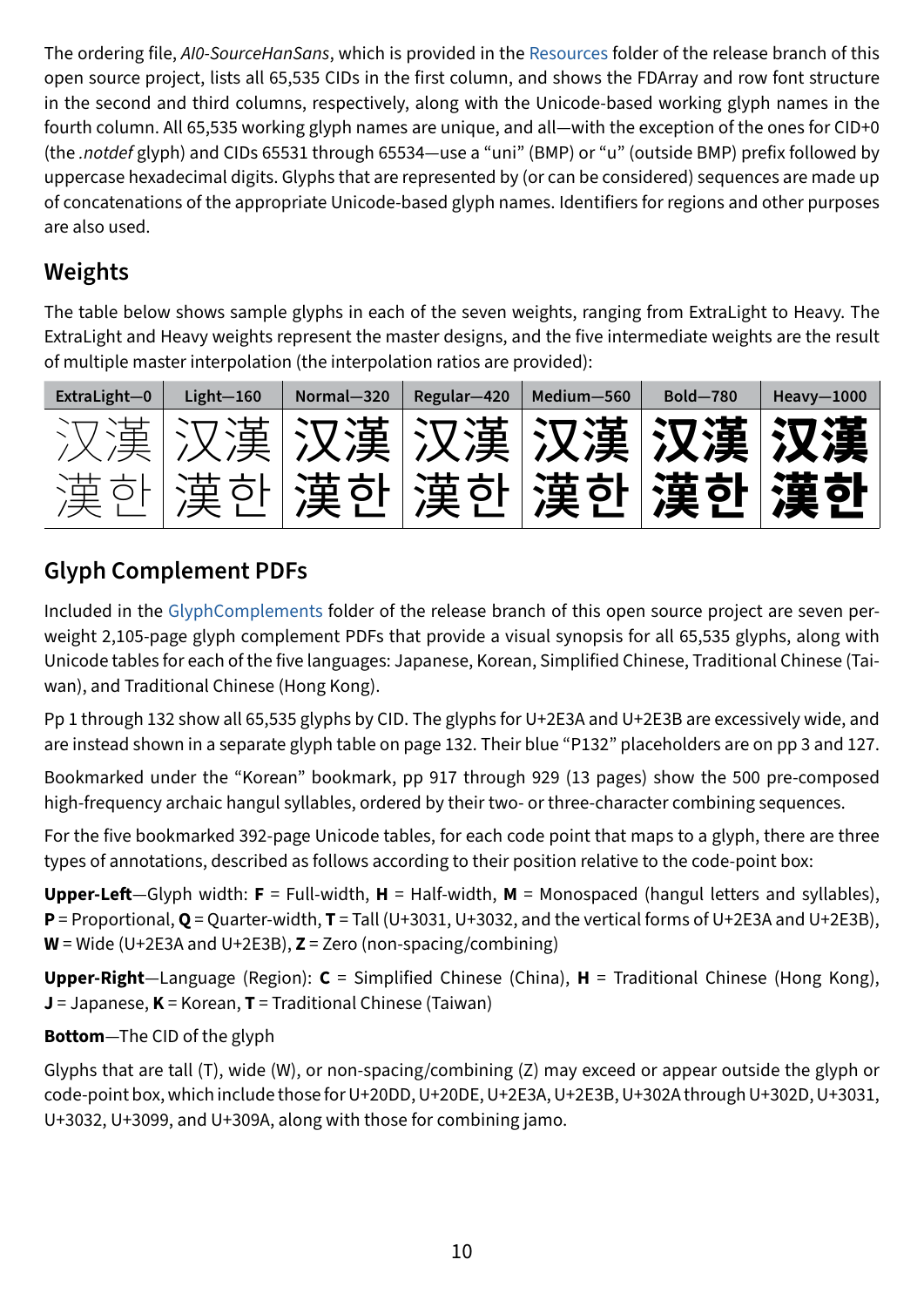The ordering file, *AI0-SourceHanSans*, which is provided in the Resources folder of the release branch of this open source project, lists all 65,535 CIDs in the first column, and shows the FDArray and row font structure in the second and third columns, respectively, along with the Unicode-based working glyph names in the fourth column. All 65,535 working glyph names are unique, and all—with the exception of the ones for CID+0 (the *.notdef* glyph) and CIDs 65531 through 65534—use a “uni” (BMP) or “u” (outside BMP) prefix followed by uppercase hexadecimal digits. Glyphs that are represented by (or can be considered) sequences are made up of concatenations of the appropriate Unicode-based glyph names. Identifiers for regions and other purposes are also used.

## Weights

The table below shows sample glyphs in each of the seven weights, ranging from ExtraLight to Heavy. The ExtraLight and Heavy weights represent the master designs, and the five intermediate weights are the result of multiple master interpolation (the interpolation ratios are provided):

| ExtraLight—0 | Light—160 | Normal—320 | Regular—420 | Medium—560 | Bold—780 | Heavy—1000 |
|---|---|---|---|---|---|---|
| 汉漢 漢한 | 汉漢 漢한 | 汉漢 漢한 | 汉漢 漢한 | 汉漢 漢한 | 汉漢 漢한 | 汉漢 漢한 |

## Glyph Complement PDFs

Included in the GlyphComplements folder of the release branch of this open source project are seven per-weight 2,105-page glyph complement PDFs that provide a visual synopsis for all 65,535 glyphs, along with Unicode tables for each of the five languages: Japanese, Korean, Simplified Chinese, Traditional Chinese (Taiwan), and Traditional Chinese (Hong Kong).

Pp 1 through 132 show all 65,535 glyphs by CID. The glyphs for U+2E3A and U+2E3B are excessively wide, and are instead shown in a separate glyph table on page 132. Their blue “P132” placeholders are on pp 3 and 127.

Bookmarked under the “Korean” bookmark, pp 917 through 929 (13 pages) show the 500 pre-composed high-frequency archaic hangul syllables, ordered by their two- or three-character combining sequences.

For the five bookmarked 392-page Unicode tables, for each code point that maps to a glyph, there are three types of annotations, described as follows according to their position relative to the code-point box:

**Upper-Left**—Glyph width: **F** = Full-width, **H** = Half-width, **M** = Monospaced (hangul letters and syllables), **P** = Proportional, **Q** = Quarter-width, **T** = Tall (U+3031, U+3032, and the vertical forms of U+2E3A and U+2E3B), **W** = Wide (U+2E3A and U+2E3B), **Z** = Zero (non-spacing/combining)

**Upper-Right**—Language (Region): **C** = Simplified Chinese (China), **H** = Traditional Chinese (Hong Kong), **J** = Japanese, **K** = Korean, **T** = Traditional Chinese (Taiwan)

**Bottom**—The CID of the glyph

Glyphs that are tall (T), wide (W), or non-spacing/combining (Z) may exceed or appear outside the glyph or code-point box, which include those for U+20DD, U+20DE, U+2E3A, U+2E3B, U+302A through U+302D, U+3031, U+3032, U+3099, and U+309A, along with those for combining jamo.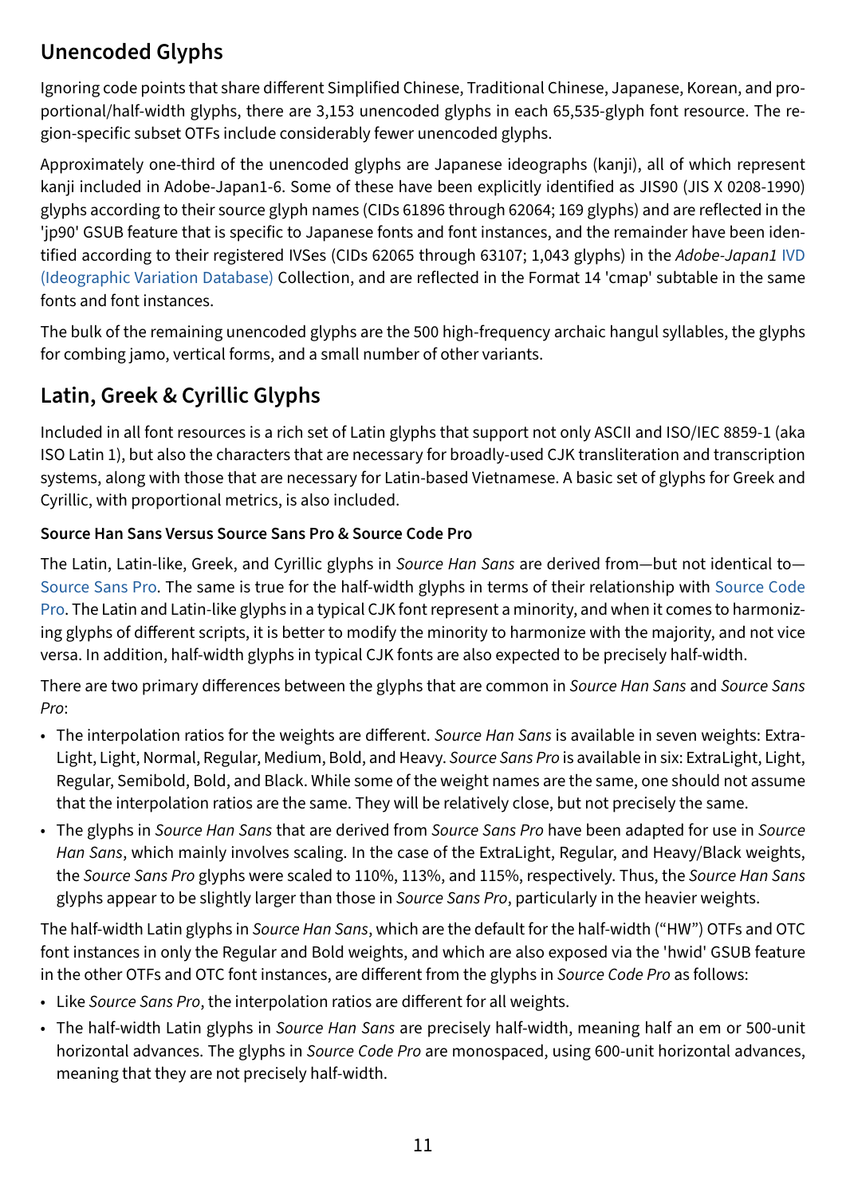## Unencoded Glyphs

Ignoring code points that share different Simplified Chinese, Traditional Chinese, Japanese, Korean, and proportional/half-width glyphs, there are 3,153 unencoded glyphs in each 65,535-glyph font resource. The region-specific subset OTFs include considerably fewer unencoded glyphs.

Approximately one-third of the unencoded glyphs are Japanese ideographs (kanji), all of which represent kanji included in Adobe-Japan1-6. Some of these have been explicitly identified as JIS90 (JIS X 0208-1990) glyphs according to their source glyph names (CIDs 61896 through 62064; 169 glyphs) and are reflected in the 'jp90' GSUB feature that is specific to Japanese fonts and font instances, and the remainder have been identified according to their registered IVSes (CIDs 62065 through 63107; 1,043 glyphs) in the *Adobe-Japan1* IVD (Ideographic Variation Database) Collection, and are reflected in the Format 14 'cmap' subtable in the same fonts and font instances.

The bulk of the remaining unencoded glyphs are the 500 high-frequency archaic hangul syllables, the glyphs for combing jamo, vertical forms, and a small number of other variants.

## Latin, Greek & Cyrillic Glyphs

Included in all font resources is a rich set of Latin glyphs that support not only ASCII and ISO/IEC 8859-1 (aka ISO Latin 1), but also the characters that are necessary for broadly-used CJK transliteration and transcription systems, along with those that are necessary for Latin-based Vietnamese. A basic set of glyphs for Greek and Cyrillic, with proportional metrics, is also included.

### Source Han Sans Versus Source Sans Pro & Source Code Pro

The Latin, Latin-like, Greek, and Cyrillic glyphs in *Source Han Sans* are derived from—but not identical to—Source Sans Pro. The same is true for the half-width glyphs in terms of their relationship with Source Code Pro. The Latin and Latin-like glyphs in a typical CJK font represent a minority, and when it comes to harmonizing glyphs of different scripts, it is better to modify the minority to harmonize with the majority, and not vice versa. In addition, half-width glyphs in typical CJK fonts are also expected to be precisely half-width.

There are two primary differences between the glyphs that are common in *Source Han Sans* and *Source Sans Pro*:

- The interpolation ratios for the weights are different. *Source Han Sans* is available in seven weights: ExtraLight, Light, Normal, Regular, Medium, Bold, and Heavy. *Source Sans Pro* is available in six: ExtraLight, Light, Regular, Semibold, Bold, and Black. While some of the weight names are the same, one should not assume that the interpolation ratios are the same. They will be relatively close, but not precisely the same.
- The glyphs in *Source Han Sans* that are derived from *Source Sans Pro* have been adapted for use in *Source Han Sans*, which mainly involves scaling. In the case of the ExtraLight, Regular, and Heavy/Black weights, the *Source Sans Pro* glyphs were scaled to 110%, 113%, and 115%, respectively. Thus, the *Source Han Sans* glyphs appear to be slightly larger than those in *Source Sans Pro*, particularly in the heavier weights.

The half-width Latin glyphs in *Source Han Sans*, which are the default for the half-width ("HW") OTFs and OTC font instances in only the Regular and Bold weights, and which are also exposed via the 'hwid' GSUB feature in the other OTFs and OTC font instances, are different from the glyphs in *Source Code Pro* as follows:

- Like *Source Sans Pro*, the interpolation ratios are different for all weights.
- The half-width Latin glyphs in *Source Han Sans* are precisely half-width, meaning half an em or 500-unit horizontal advances. The glyphs in *Source Code Pro* are monospaced, using 600-unit horizontal advances, meaning that they are not precisely half-width.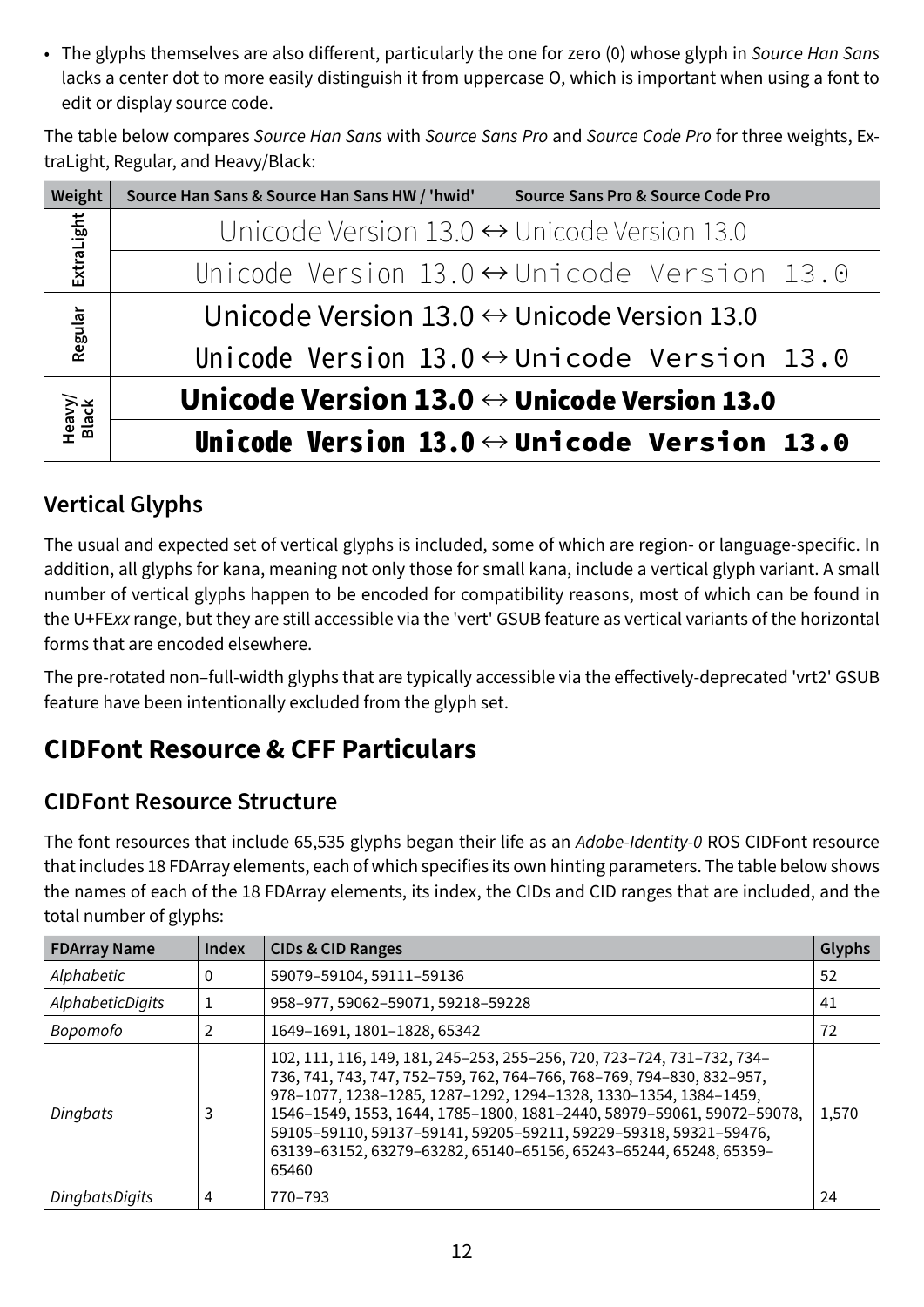- The glyphs themselves are also different, particularly the one for zero (0) whose glyph in *Source Han Sans* lacks a center dot to more easily distinguish it from uppercase O, which is important when using a font to edit or display source code.

The table below compares *Source Han Sans* with *Source Sans Pro* and *Source Code Pro* for three weights, ExtraLight, Regular, and Heavy/Black:

| Weight | Source Han Sans & Source Han Sans HW / 'hwid' | Source Sans Pro & Source Code Pro |
|---|---|---|
| ExtraLight | Unicode Version 13.0 ↔ | Unicode Version 13.0 |
| | Unicode Version 13.0 ↔ | Unicode Version 13.0 |
| Regular | Unicode Version 13.0 ↔ | Unicode Version 13.0 |
| | Unicode Version 13.0 ↔ | Unicode Version 13.0 |
| Heavy/Black | **Unicode Version 13.0** ↔ | **Unicode Version 13.0** |
| | **Unicode Version 13.0** ↔ | **Unicode Version 13.0** |

### Vertical Glyphs

The usual and expected set of vertical glyphs is included, some of which are region- or language-specific. In addition, all glyphs for kana, meaning not only those for small kana, include a vertical glyph variant. A small number of vertical glyphs happen to be encoded for compatibility reasons, most of which can be found in the U+FE*xx* range, but they are still accessible via the 'vert' GSUB feature as vertical variants of the horizontal forms that are encoded elsewhere.

The pre-rotated non–full-width glyphs that are typically accessible via the effectively-deprecated 'vrt2' GSUB feature have been intentionally excluded from the glyph set.

## CIDFont Resource & CFF Particulars

### CIDFont Resource Structure

The font resources that include 65,535 glyphs began their life as an *Adobe-Identity-0* ROS CIDFont resource that includes 18 FDArray elements, each of which specifies its own hinting parameters. The table below shows the names of each of the 18 FDArray elements, its index, the CIDs and CID ranges that are included, and the total number of glyphs:

| FDArray Name | Index | CIDs & CID Ranges | Glyphs |
|---|---|---|---|
| *Alphabetic* | 0 | 59079–59104, 59111–59136 | 52 |
| *AlphabeticDigits* | 1 | 958–977, 59062–59071, 59218–59228 | 41 |
| *Bopomofo* | 2 | 1649–1691, 1801–1828, 65342 | 72 |
| *Dingbats* | 3 | 102, 111, 116, 149, 181, 245–253, 255–256, 720, 723–724, 731–732, 734–736, 741, 743, 747, 752–759, 762, 764–766, 768–769, 794–830, 832–957, 978–1077, 1238–1285, 1287–1292, 1294–1328, 1330–1354, 1384–1459, 1546–1549, 1553, 1644, 1785–1800, 1881–2440, 58979–59061, 59072–59078, 59105–59110, 59137–59141, 59205–59211, 59229–59318, 59321–59476, 63139–63152, 63279–63282, 65140–65156, 65243–65244, 65248, 65359–65460 | 1,570 |
| *DingbatsDigits* | 4 | 770–793 | 24 |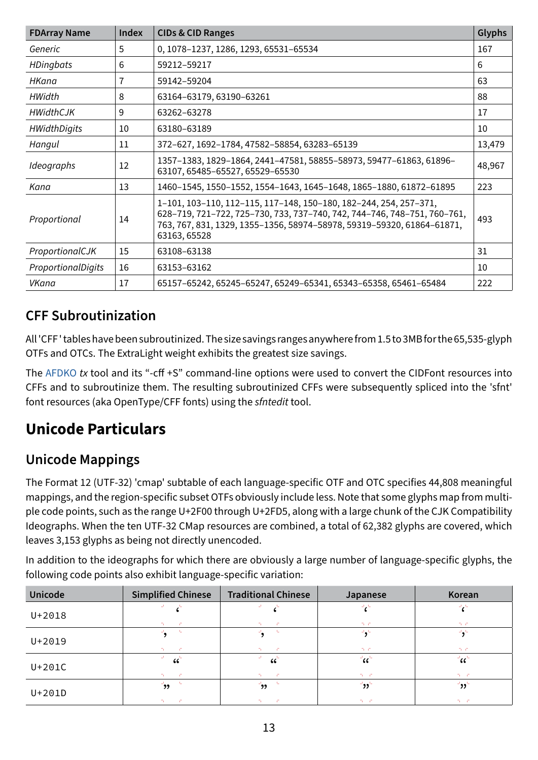| FDArray Name | Index | CIDs & CID Ranges | Glyphs |
|---|---|---|---|
| *Generic* | 5 | 0, 1078–1237, 1286, 1293, 65531–65534 | 167 |
| *HDingbats* | 6 | 59212–59217 | 6 |
| *HKana* | 7 | 59142–59204 | 63 |
| *HWidth* | 8 | 63164–63179, 63190–63261 | 88 |
| *HWidthCJK* | 9 | 63262–63278 | 17 |
| *HWidthDigits* | 10 | 63180–63189 | 10 |
| *Hangul* | 11 | 372–627, 1692–1784, 47582–58854, 63283–65139 | 13,479 |
| *Ideographs* | 12 | 1357–1383, 1829–1864, 2441–47581, 58855–58973, 59477–61863, 61896–63107, 65485–65527, 65529–65530 | 48,967 |
| *Kana* | 13 | 1460–1545, 1550–1552, 1554–1643, 1645–1648, 1865–1880, 61872–61895 | 223 |
| *Proportional* | 14 | 1–101, 103–110, 112–115, 117–148, 150–180, 182–244, 254, 257–371, 628–719, 721–722, 725–730, 733, 737–740, 742, 744–746, 748–751, 760–761, 763, 767, 831, 1329, 1355–1356, 58974–58978, 59319–59320, 61864–61871, 63163, 65528 | 493 |
| *ProportionalCJK* | 15 | 63108–63138 | 31 |
| *ProportionalDigits* | 16 | 63153–63162 | 10 |
| *VKana* | 17 | 65157–65242, 65245–65247, 65249–65341, 65343–65358, 65461–65484 | 222 |

## CFF Subroutinization

All 'CFF ' tables have been subroutinized. The size savings ranges anywhere from 1.5 to 3MB for the 65,535-glyph OTFs and OTCs. The ExtraLight weight exhibits the greatest size savings.

The AFDKO *tx* tool and its "-cff +S" command-line options were used to convert the CIDFont resources into CFFs and to subroutinize them. The resulting subroutinized CFFs were subsequently spliced into the 'sfnt' font resources (aka OpenType/CFF fonts) using the *sfntedit* tool.

# Unicode Particulars

## Unicode Mappings

The Format 12 (UTF-32) 'cmap' subtable of each language-specific OTF and OTC specifies 44,808 meaningful mappings, and the region-specific subset OTFs obviously include less. Note that some glyphs map from multiple code points, such as the range U+2F00 through U+2FD5, along with a large chunk of the CJK Compatibility Ideographs. When the ten UTF-32 CMap resources are combined, a total of 62,382 glyphs are covered, which leaves 3,153 glyphs as being not directly unencoded.

In addition to the ideographs for which there are obviously a large number of language-specific glyphs, the following code points also exhibit language-specific variation:

| Unicode | Simplified Chinese | Traditional Chinese | Japanese | Korean |
|---|---|---|---|---|
| U+2018 | ‘ | ‘ | ‘ | ‘ |
| U+2019 | ’ | ’ | ’ | ’ |
| U+201C | “ | “ | “ | “ |
| U+201D | ” | ” | ” | ” |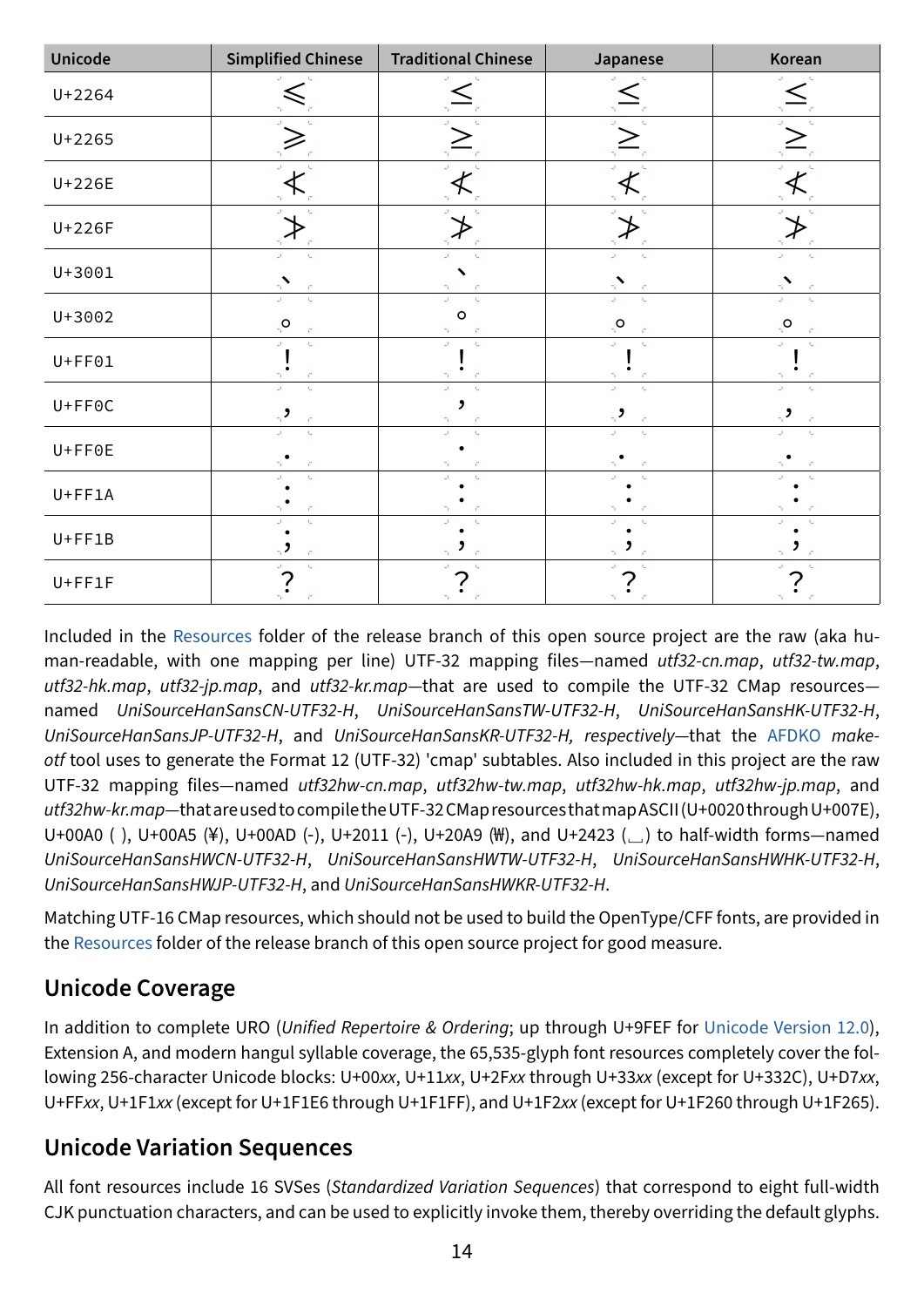| Unicode | Simplified Chinese | Traditional Chinese | Japanese | Korean |
|---|---|---|---|---|
| U+2264 | ⩽ | ≤ | ≤ | ≤ |
| U+2265 | ⩾ | ≥ | ≥ | ≥ |
| U+226E | ≮ | ≮ | ≮ | ≮ |
| U+226F | ≯ | ≯ | ≯ | ≯ |
| U+3001 | 、 | 、 | 、 | 、 |
| U+3002 | 。 | 。 | 。 | 。 |
| U+FF01 | ！ | ！ | ！ | ！ |
| U+FF0C | ， | ， | ， | ， |
| U+FF0E | ． | ． | ． | ． |
| U+FF1A | ： | ： | ： | ： |
| U+FF1B | ； | ； | ； | ； |
| U+FF1F | ？ | ？ | ？ | ？ |

Included in the Resources folder of the release branch of this open source project are the raw (aka human-readable, with one mapping per line) UTF-32 mapping files—named *utf32-cn.map*, *utf32-tw.map*, *utf32-hk.map*, *utf32-jp.map*, and *utf32-kr.map*—that are used to compile the UTF-32 CMap resources—named *UniSourceHanSansCN-UTF32-H*, *UniSourceHanSansTW-UTF32-H*, *UniSourceHanSansHK-UTF32-H*, *UniSourceHanSansJP-UTF32-H*, and *UniSourceHanSansKR-UTF32-H, respectively*—that the AFDKO *makeotf* tool uses to generate the Format 12 (UTF-32) 'cmap' subtables. Also included in this project are the raw UTF-32 mapping files—named *utf32hw-cn.map*, *utf32hw-tw.map*, *utf32hw-hk.map*, *utf32hw-jp.map*, and *utf32hw-kr.map*—that are used to compile the UTF-32 CMap resources that map ASCII (U+0020 through U+007E), U+00A0 ( ), U+00A5 (¥), U+00AD (-), U+2011 (‑), U+20A9 (₩), and U+2423 (␣) to half-width forms—named *UniSourceHanSansHWCN-UTF32-H*, *UniSourceHanSansHWTW-UTF32-H*, *UniSourceHanSansHWHK-UTF32-H*, *UniSourceHanSansHWJP-UTF32-H*, and *UniSourceHanSansHWKR-UTF32-H*.

Matching UTF-16 CMap resources, which should not be used to build the OpenType/CFF fonts, are provided in the Resources folder of the release branch of this open source project for good measure.

## Unicode Coverage

In addition to complete URO (*Unified Repertoire & Ordering*; up through U+9FEF for Unicode Version 12.0), Extension A, and modern hangul syllable coverage, the 65,535-glyph font resources completely cover the following 256-character Unicode blocks: U+00*xx*, U+11*xx*, U+2F*xx* through U+33*xx* (except for U+332C), U+D7*xx*, U+FF*xx*, U+1F1*xx* (except for U+1F1E6 through U+1F1FF), and U+1F2*xx* (except for U+1F260 through U+1F265).

## Unicode Variation Sequences

All font resources include 16 SVSes (*Standardized Variation Sequences*) that correspond to eight full-width CJK punctuation characters, and can be used to explicitly invoke them, thereby overriding the default glyphs.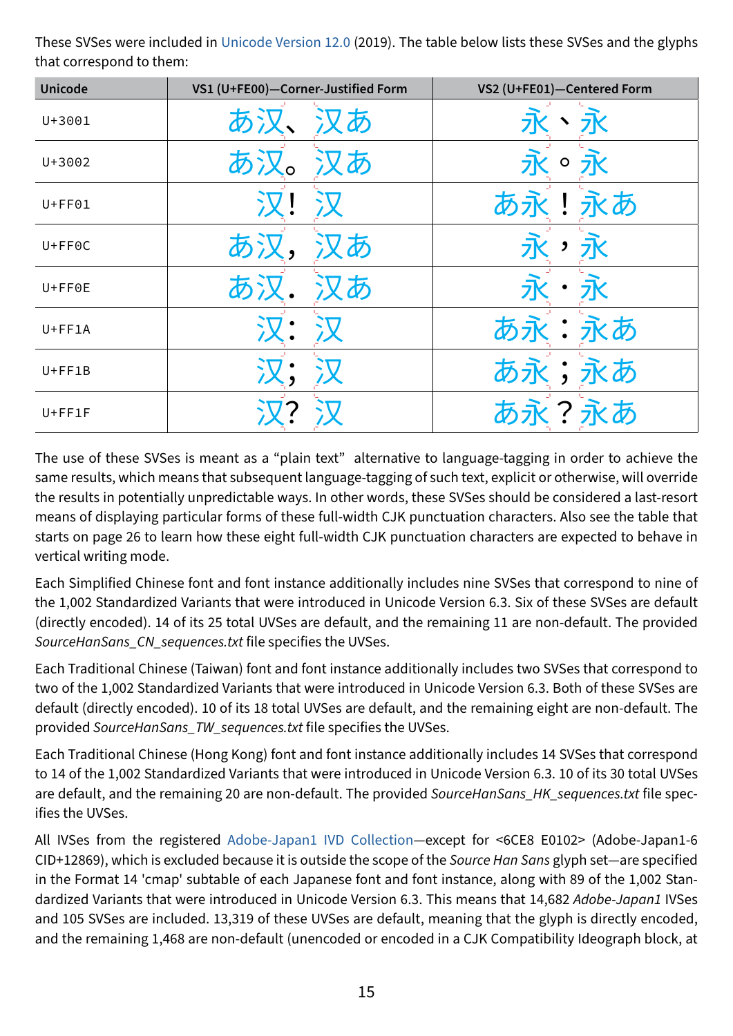These SVSes were included in Unicode Version 12.0 (2019). The table below lists these SVSes and the glyphs that correspond to them:

| Unicode | VS1 (U+FE00)—Corner-Justified Form | VS2 (U+FE01)—Centered Form |
|---|---|---|
| U+3001 | あ汉、汉あ | 永、永 |
| U+3002 | あ汉。汉あ | 永。永 |
| U+FF01 | 汉！汉 | あ永！永あ |
| U+FF0C | あ汉，汉あ | 永，永 |
| U+FF0E | あ汉．汉あ | 永．永 |
| U+FF1A | 汉：汉 | あ永：永あ |
| U+FF1B | 汉；汉 | あ永；永あ |
| U+FF1F | 汉？汉 | あ永？永あ |

The use of these SVSes is meant as a "plain text" alternative to language-tagging in order to achieve the same results, which means that subsequent language-tagging of such text, explicit or otherwise, will override the results in potentially unpredictable ways. In other words, these SVSes should be considered a last-resort means of displaying particular forms of these full-width CJK punctuation characters. Also see the table that starts on page 26 to learn how these eight full-width CJK punctuation characters are expected to behave in vertical writing mode.

Each Simplified Chinese font and font instance additionally includes nine SVSes that correspond to nine of the 1,002 Standardized Variants that were introduced in Unicode Version 6.3. Six of these SVSes are default (directly encoded). 14 of its 25 total UVSes are default, and the remaining 11 are non-default. The provided *SourceHanSans_CN_sequences.txt* file specifies the UVSes.

Each Traditional Chinese (Taiwan) font and font instance additionally includes two SVSes that correspond to two of the 1,002 Standardized Variants that were introduced in Unicode Version 6.3. Both of these SVSes are default (directly encoded). 10 of its 18 total UVSes are default, and the remaining eight are non-default. The provided *SourceHanSans_TW_sequences.txt* file specifies the UVSes.

Each Traditional Chinese (Hong Kong) font and font instance additionally includes 14 SVSes that correspond to 14 of the 1,002 Standardized Variants that were introduced in Unicode Version 6.3. 10 of its 30 total UVSes are default, and the remaining 20 are non-default. The provided *SourceHanSans_HK_sequences.txt* file specifies the UVSes.

All IVSes from the registered Adobe-Japan1 IVD Collection—except for <6CE8 E0102> (Adobe-Japan1-6 CID+12869), which is excluded because it is outside the scope of the *Source Han Sans* glyph set—are specified in the Format 14 'cmap' subtable of each Japanese font and font instance, along with 89 of the 1,002 Standardized Variants that were introduced in Unicode Version 6.3. This means that 14,682 *Adobe-Japan1* IVSes and 105 SVSes are included. 13,319 of these UVSes are default, meaning that the glyph is directly encoded, and the remaining 1,468 are non-default (unencoded or encoded in a CJK Compatibility Ideograph block, at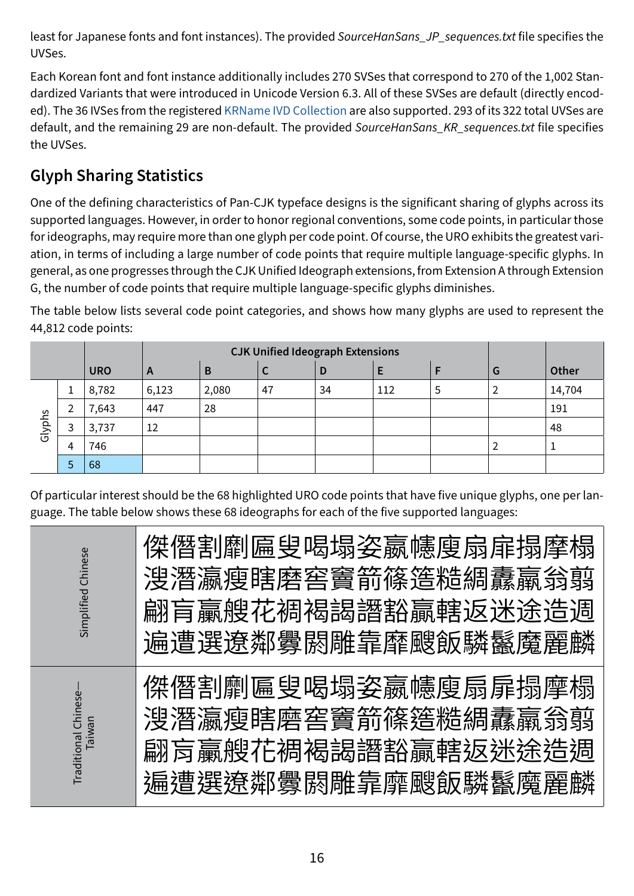least for Japanese fonts and font instances). The provided *SourceHanSans_JP_sequences.txt* file specifies the UVSes.

Each Korean font and font instance additionally includes 270 SVSes that correspond to 270 of the 1,002 Standardized Variants that were introduced in Unicode Version 6.3. All of these SVSes are default (directly encoded). The 36 IVSes from the registered KRName IVD Collection are also supported. 293 of its 322 total UVSes are default, and the remaining 29 are non-default. The provided *SourceHanSans_KR_sequences.txt* file specifies the UVSes.

## Glyph Sharing Statistics

One of the defining characteristics of Pan-CJK typeface designs is the significant sharing of glyphs across its supported languages. However, in order to honor regional conventions, some code points, in particular those for ideographs, may require more than one glyph per code point. Of course, the URO exhibits the greatest variation, in terms of including a large number of code points that require multiple language-specific glyphs. In general, as one progresses through the CJK Unified Ideograph extensions, from Extension A through Extension G, the number of code points that require multiple language-specific glyphs diminishes.

The table below lists several code point categories, and shows how many glyphs are used to represent the 44,812 code points:

| | | | CJK Unified Ideograph Extensions | | | | | | | |
|---|---|---|---|---|---|---|---|---|---|---|
| | | URO | A | B | C | D | E | F | G | Other |
| Glyphs | 1 | 8,782 | 6,123 | 2,080 | 47 | 34 | 112 | 5 | 2 | 14,704 |
| | 2 | 7,643 | 447 | 28 | | | | | | 191 |
| | 3 | 3,737 | 12 | | | | | | | 48 |
| | 4 | 746 | | | | | | | 2 | 1 |
| | 5 | 68 | | | | | | | | |

Of particular interest should be the 68 highlighted URO code points that have five unique glyphs, one per language. The table below shows these 68 ideographs for each of the five supported languages:

| | |
|---|---|
| Simplified Chinese | 傑僭割劘匾叟喝塌姿嬴嫭庋扇扉搨摩榻<br>溲潛瀛瘦瞎磨窖竇箭篠篴糙綢纛羸翁翦<br>翩肓臝艘花裯褐謁譖谿贏轄返迷途造逥<br>遍遭選遼鄰釁闒雕靠靡颸飯驎鬣魔麗麟 |
| Traditional Chinese—Taiwan | 傑僭割劘匾叟喝塌姿嬴嫭庋扇扉搨摩榻<br>溲潛瀛瘦瞎磨窖竇箭篠篴糙綢纛羸翁翦<br>翩肓臝艘花裯褐謁譖谿贏轄返迷途造逥<br>遍遭選遼鄰釁闒雕靠靡颸飯驎鬣魔麗麟 |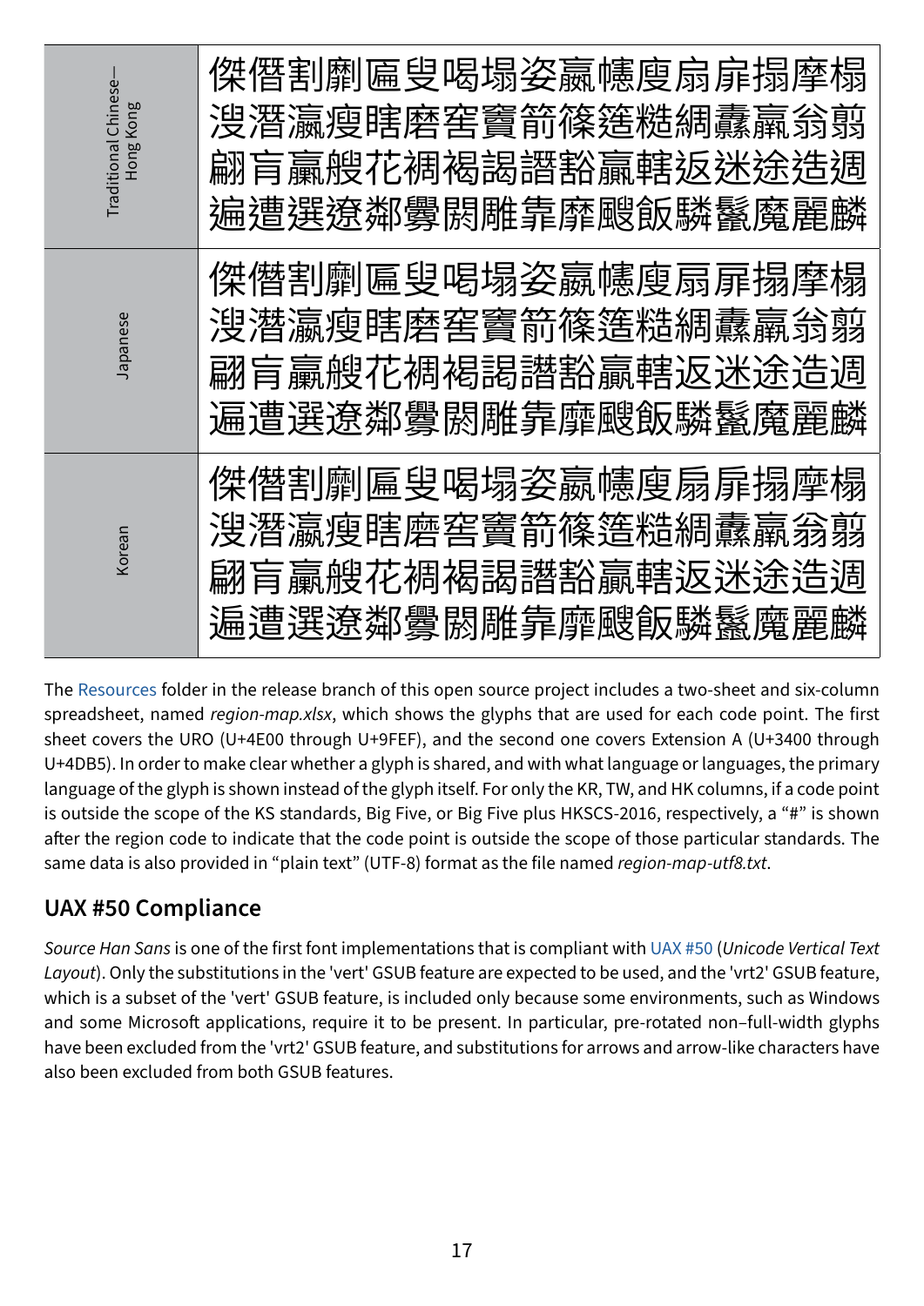| | |
|---|---|
| Traditional Chinese—Hong Kong | 傑僭割劘匾叟喝塌姿嬴幰庋扇扉搨摩榻<br>溲潛瀛瘦瞎磨窖竇箭篠篷糙綢纛羸翁翦<br>翮肓贏艘花裯褐謁譖谿贏轄返迷途造週<br>遍遭選遼鄰釁闒雕靠靡颼飯驎鬣魔麗麟 |
| Japanese | 傑僭割劘匾叟喝塌姿嬴幰庋扇扉搨摩榻<br>溲潛瀛瘦瞎磨窖竇箭篠篷糙綢纛羸翁翦<br>翮肓贏艘花裯褐謁譖谿贏轄返迷途造週<br>遍遭選遼鄰釁闒雕靠靡颼飯驎鬣魔麗麟 |
| Korean | 傑僭割劘匾叟喝塌姿嬴幰庋扇扉搨摩榻<br>溲潛瀛瘦瞎磨窖竇箭篠篷糙綢纛羸翁翦<br>翮肓贏艘花裯褐謁譖谿贏轄返迷途造週<br>遍遭選遼鄰釁闒雕靠靡颼飯驎鬣魔麗麟 |

The Resources folder in the release branch of this open source project includes a two-sheet and six-column spreadsheet, named *region-map.xlsx*, which shows the glyphs that are used for each code point. The first sheet covers the URO (U+4E00 through U+9FEF), and the second one covers Extension A (U+3400 through U+4DB5). In order to make clear whether a glyph is shared, and with what language or languages, the primary language of the glyph is shown instead of the glyph itself. For only the KR, TW, and HK columns, if a code point is outside the scope of the KS standards, Big Five, or Big Five plus HKSCS-2016, respectively, a "#" is shown after the region code to indicate that the code point is outside the scope of those particular standards. The same data is also provided in "plain text" (UTF-8) format as the file named *region-map-utf8.txt*.

## UAX #50 Compliance

*Source Han Sans* is one of the first font implementations that is compliant with UAX #50 (*Unicode Vertical Text Layout*). Only the substitutions in the 'vert' GSUB feature are expected to be used, and the 'vrt2' GSUB feature, which is a subset of the 'vert' GSUB feature, is included only because some environments, such as Windows and some Microsoft applications, require it to be present. In particular, pre-rotated non–full-width glyphs have been excluded from the 'vrt2' GSUB feature, and substitutions for arrows and arrow-like characters have also been excluded from both GSUB features.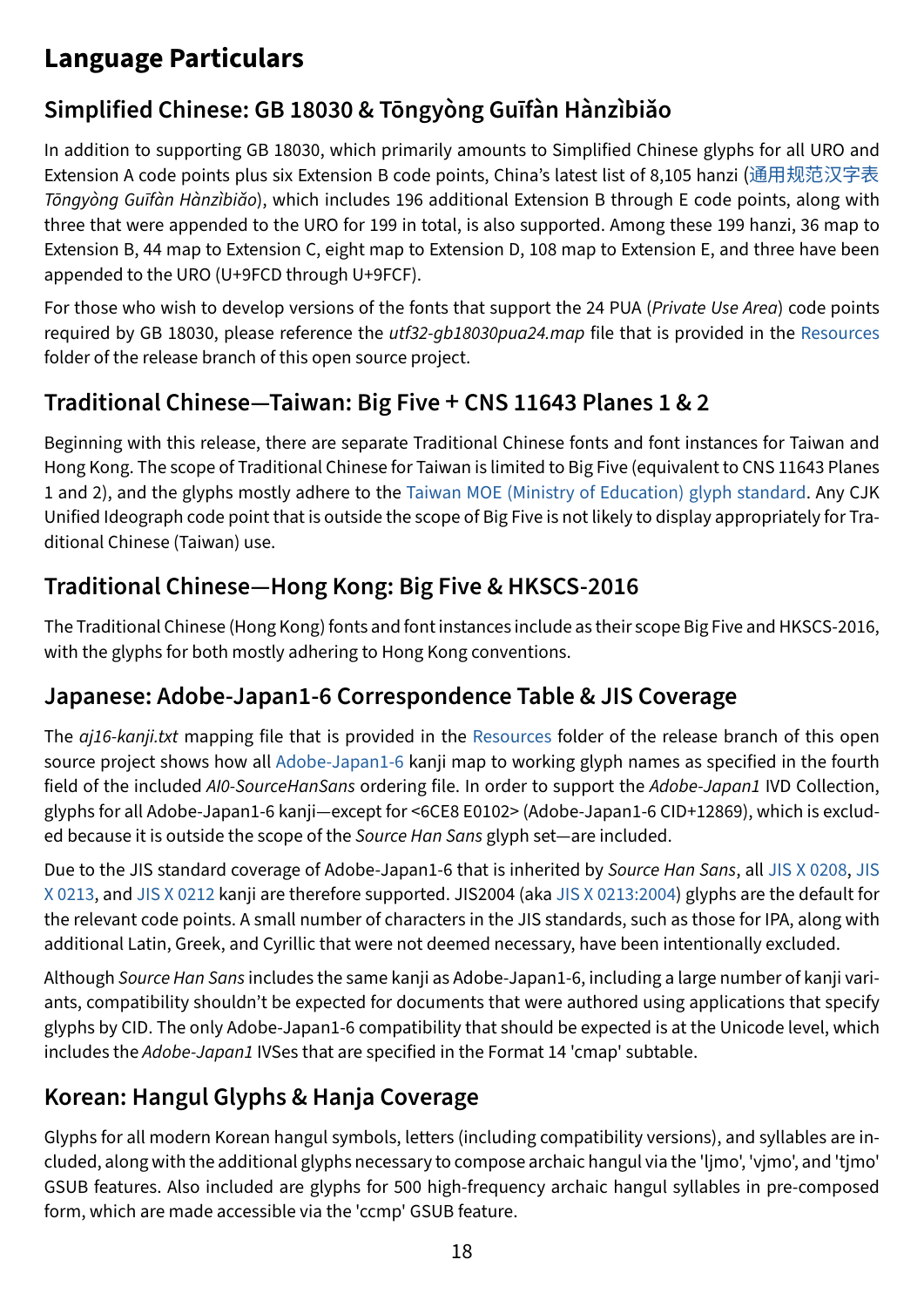# Language Particulars

## Simplified Chinese: GB 18030 & Tōngyòng Guīfàn Hànzìbiǎo

In addition to supporting GB 18030, which primarily amounts to Simplified Chinese glyphs for all URO and Extension A code points plus six Extension B code points, China's latest list of 8,105 hanzi (通用规范汉字表 *Tōngyòng Guīfàn Hànzìbiǎo*), which includes 196 additional Extension B through E code points, along with three that were appended to the URO for 199 in total, is also supported. Among these 199 hanzi, 36 map to Extension B, 44 map to Extension C, eight map to Extension D, 108 map to Extension E, and three have been appended to the URO (U+9FCD through U+9FCF).

For those who wish to develop versions of the fonts that support the 24 PUA (*Private Use Area*) code points required by GB 18030, please reference the *utf32-gb18030pua24.map* file that is provided in the Resources folder of the release branch of this open source project.

## Traditional Chinese—Taiwan: Big Five + CNS 11643 Planes 1 & 2

Beginning with this release, there are separate Traditional Chinese fonts and font instances for Taiwan and Hong Kong. The scope of Traditional Chinese for Taiwan is limited to Big Five (equivalent to CNS 11643 Planes 1 and 2), and the glyphs mostly adhere to the Taiwan MOE (Ministry of Education) glyph standard. Any CJK Unified Ideograph code point that is outside the scope of Big Five is not likely to display appropriately for Traditional Chinese (Taiwan) use.

## Traditional Chinese—Hong Kong: Big Five & HKSCS-2016

The Traditional Chinese (Hong Kong) fonts and font instances include as their scope Big Five and HKSCS-2016, with the glyphs for both mostly adhering to Hong Kong conventions.

## Japanese: Adobe-Japan1-6 Correspondence Table & JIS Coverage

The *aj16-kanji.txt* mapping file that is provided in the Resources folder of the release branch of this open source project shows how all Adobe-Japan1-6 kanji map to working glyph names as specified in the fourth field of the included *AI0-SourceHanSans* ordering file. In order to support the *Adobe-Japan1* IVD Collection, glyphs for all Adobe-Japan1-6 kanji—except for <6CE8 E0102> (Adobe-Japan1-6 CID+12869), which is excluded because it is outside the scope of the *Source Han Sans* glyph set—are included.

Due to the JIS standard coverage of Adobe-Japan1-6 that is inherited by *Source Han Sans*, all JIS X 0208, JIS X 0213, and JIS X 0212 kanji are therefore supported. JIS2004 (aka JIS X 0213:2004) glyphs are the default for the relevant code points. A small number of characters in the JIS standards, such as those for IPA, along with additional Latin, Greek, and Cyrillic that were not deemed necessary, have been intentionally excluded.

Although *Source Han Sans* includes the same kanji as Adobe-Japan1-6, including a large number of kanji variants, compatibility shouldn't be expected for documents that were authored using applications that specify glyphs by CID. The only Adobe-Japan1-6 compatibility that should be expected is at the Unicode level, which includes the *Adobe-Japan1* IVSes that are specified in the Format 14 'cmap' subtable.

## Korean: Hangul Glyphs & Hanja Coverage

Glyphs for all modern Korean hangul symbols, letters (including compatibility versions), and syllables are included, along with the additional glyphs necessary to compose archaic hangul via the 'ljmo', 'vjmo', and 'tjmo' GSUB features. Also included are glyphs for 500 high-frequency archaic hangul syllables in pre-composed form, which are made accessible via the 'ccmp' GSUB feature.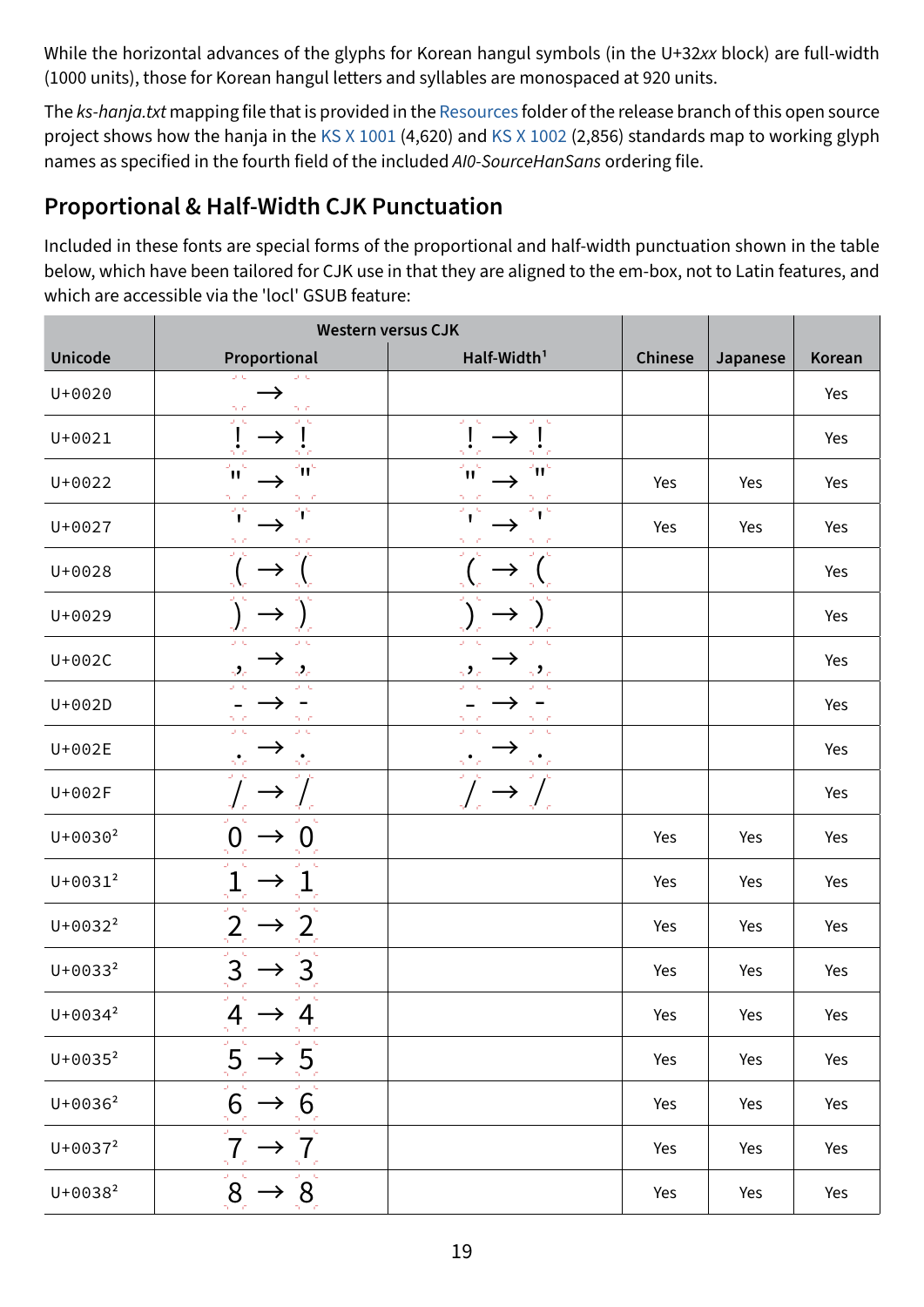While the horizontal advances of the glyphs for Korean hangul symbols (in the U+32*xx* block) are full-width (1000 units), those for Korean hangul letters and syllables are monospaced at 920 units.

The *ks-hanja.txt* mapping file that is provided in the Resources folder of the release branch of this open source project shows how the hanja in the KS X 1001 (4,620) and KS X 1002 (2,856) standards map to working glyph names as specified in the fourth field of the included *AI0-SourceHanSans* ordering file.

## Proportional & Half-Width CJK Punctuation

Included in these fonts are special forms of the proportional and half-width punctuation shown in the table below, which have been tailored for CJK use in that they are aligned to the em-box, not to Latin features, and which are accessible via the 'locl' GSUB feature:

| Unicode | Western versus CJK | | Chinese | Japanese | Korean |
|---|---|---|---|---|---|
| | Proportional | Half-Width[1] | | | |
| U+0020 | → | | | | Yes |
| U+0021 | ! → ! | ! → ! | | | Yes |
| U+0022 | " → " | " → " | Yes | Yes | Yes |
| U+0027 | ' → ' | ' → ' | Yes | Yes | Yes |
| U+0028 | ( → ( | ( → ( | | | Yes |
| U+0029 | ) → ) | ) → ) | | | Yes |
| U+002C | , → , | , → , | | | Yes |
| U+002D | - → - | - → - | | | Yes |
| U+002E | . → . | . → . | | | Yes |
| U+002F | / → / | / → / | | | Yes |
| U+0030[2] | 0 → 0 | | Yes | Yes | Yes |
| U+0031[2] | 1 → 1 | | Yes | Yes | Yes |
| U+0032[2] | 2 → 2 | | Yes | Yes | Yes |
| U+0033[2] | 3 → 3 | | Yes | Yes | Yes |
| U+0034[2] | 4 → 4 | | Yes | Yes | Yes |
| U+0035[2] | 5 → 5 | | Yes | Yes | Yes |
| U+0036[2] | 6 → 6 | | Yes | Yes | Yes |
| U+0037[2] | 7 → 7 | | Yes | Yes | Yes |
| U+0038[2] | 8 → 8 | | Yes | Yes | Yes |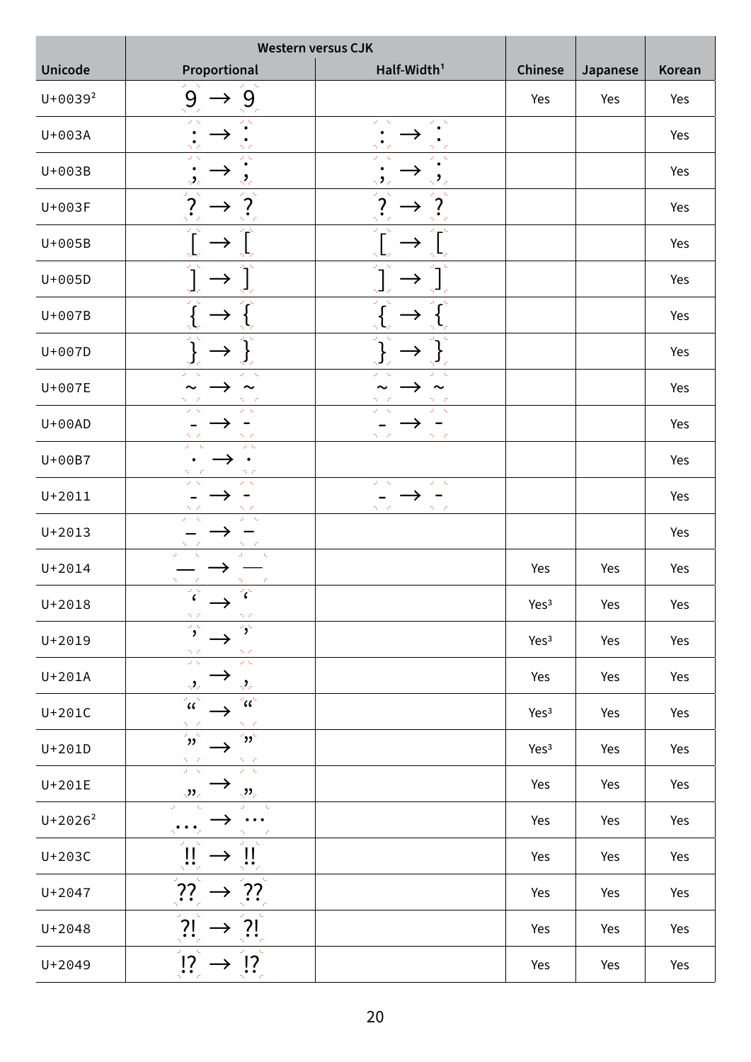| Unicode | Western versus CJK | | Chinese | Japanese | Korean |
|---|---|---|---|---|---|
| | Proportional | Half-Width[1] | | | |
| U+0039[2] | 9 → 9 | | Yes | Yes | Yes |
| U+003A | : → : | : → : | | | Yes |
| U+003B | ; → ; | ; → ; | | | Yes |
| U+003F | ? → ? | ? → ? | | | Yes |
| U+005B | [ → [ | [ → [ | | | Yes |
| U+005D | ] → ] | ] → ] | | | Yes |
| U+007B | { → { | { → { | | | Yes |
| U+007D | } → } | } → } | | | Yes |
| U+007E | ~ → ~ | ~ → ~ | | | Yes |
| U+00AD | - → - | - → - | | | Yes |
| U+00B7 | · → · | | | | Yes |
| U+2011 | ‑ → ‑ | ‑ → ‑ | | | Yes |
| U+2013 | – → – | | | | Yes |
| U+2014 | — → — | | Yes | Yes | Yes |
| U+2018 | ‘ → ‘ | | Yes[3] | Yes | Yes |
| U+2019 | ’ → ’ | | Yes[3] | Yes | Yes |
| U+201A | ‚ → ‚ | | Yes | Yes | Yes |
| U+201C | “ → “ | | Yes[3] | Yes | Yes |
| U+201D | ” → ” | | Yes[3] | Yes | Yes |
| U+201E | „ → „ | | Yes | Yes | Yes |
| U+2026[2] | … → … | | Yes | Yes | Yes |
| U+203C | ‼ → ‼ | | Yes | Yes | Yes |
| U+2047 | ⁇ → ⁇ | | Yes | Yes | Yes |
| U+2048 | ⁈ → ⁈ | | Yes | Yes | Yes |
| U+2049 | ⁉ → ⁉ | | Yes | Yes | Yes |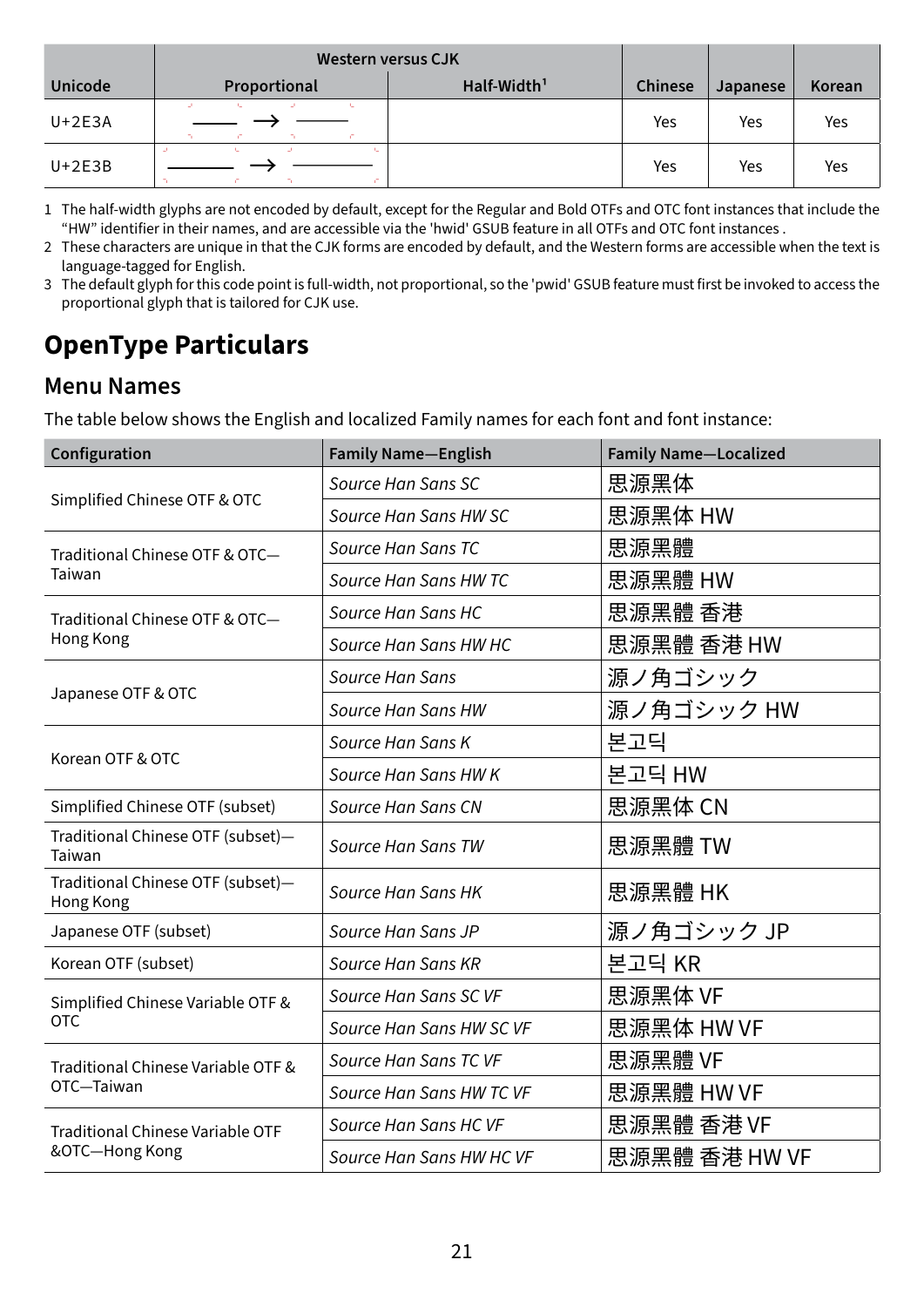| Unicode | Western versus CJK | | Chinese | Japanese | Korean |
|---|---|---|---|---|---|
| | Proportional | Half-Width¹ | | | |
| U+2E3A | ⸺ → ⸺ | | Yes | Yes | Yes |
| U+2E3B | ⸻ → ⸻ | | Yes | Yes | Yes |

1 The half-width glyphs are not encoded by default, except for the Regular and Bold OTFs and OTC font instances that include the “HW” identifier in their names, and are accessible via the 'hwid' GSUB feature in all OTFs and OTC font instances .
2 These characters are unique in that the CJK forms are encoded by default, and the Western forms are accessible when the text is language-tagged for English.
3 The default glyph for this code point is full-width, not proportional, so the 'pwid' GSUB feature must first be invoked to access the proportional glyph that is tailored for CJK use.

# OpenType Particulars

## Menu Names

The table below shows the English and localized Family names for each font and font instance:

| Configuration | Family Name—English | Family Name—Localized |
|---|---|---|
| Simplified Chinese OTF & OTC | *Source Han Sans SC* | 思源黑体 |
| | *Source Han Sans HW SC* | 思源黑体 HW |
| Traditional Chinese OTF & OTC—Taiwan | *Source Han Sans TC* | 思源黑體 |
| | *Source Han Sans HW TC* | 思源黑體 HW |
| Traditional Chinese OTF & OTC—Hong Kong | *Source Han Sans HC* | 思源黑體 香港 |
| | *Source Han Sans HW HC* | 思源黑體 香港 HW |
| Japanese OTF & OTC | *Source Han Sans* | 源ノ角ゴシック |
| | *Source Han Sans HW* | 源ノ角ゴシック HW |
| Korean OTF & OTC | *Source Han Sans K* | 본고딕 |
| | *Source Han Sans HW K* | 본고딕 HW |
| Simplified Chinese OTF (subset) | *Source Han Sans CN* | 思源黑体 CN |
| Traditional Chinese OTF (subset)—Taiwan | *Source Han Sans TW* | 思源黑體 TW |
| Traditional Chinese OTF (subset)—Hong Kong | *Source Han Sans HK* | 思源黑體 HK |
| Japanese OTF (subset) | *Source Han Sans JP* | 源ノ角ゴシック JP |
| Korean OTF (subset) | *Source Han Sans KR* | 본고딕 KR |
| Simplified Chinese Variable OTF & OTC | *Source Han Sans SC VF* | 思源黑体 VF |
| | *Source Han Sans HW SC VF* | 思源黑体 HW VF |
| Traditional Chinese Variable OTF & OTC—Taiwan | *Source Han Sans TC VF* | 思源黑體 VF |
| | *Source Han Sans HW TC VF* | 思源黑體 HW VF |
| Traditional Chinese Variable OTF &OTC—Hong Kong | *Source Han Sans HC VF* | 思源黑體 香港 VF |
| | *Source Han Sans HW HC VF* | 思源黑體 香港 HW VF |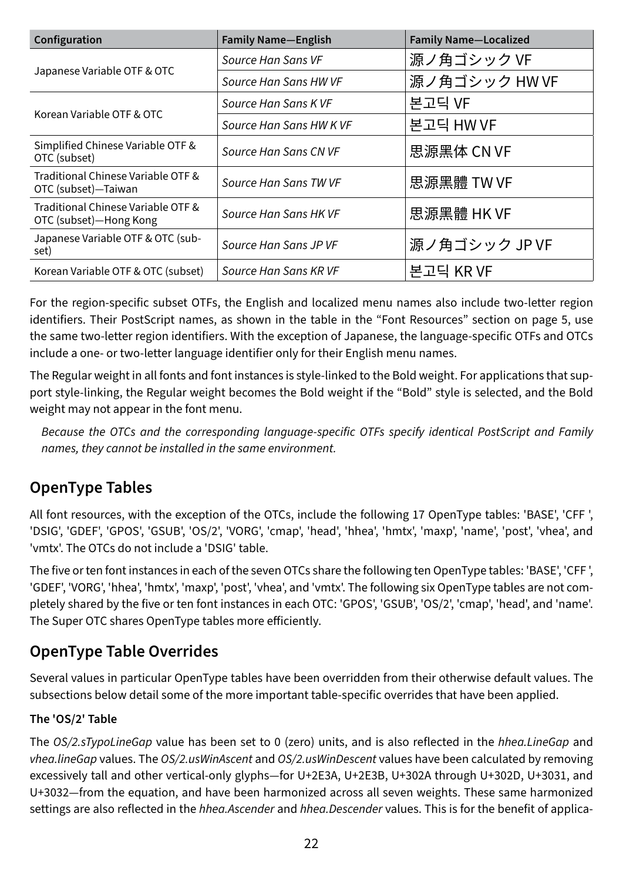| Configuration | Family Name—English | Family Name—Localized |
|---|---|---|
| Japanese Variable OTF & OTC | *Source Han Sans VF* | 源ノ角ゴシック VF |
| | *Source Han Sans HW VF* | 源ノ角ゴシック HW VF |
| Korean Variable OTF & OTC | *Source Han Sans K VF* | 본고딕 VF |
| | *Source Han Sans HW K VF* | 본고딕 HW VF |
| Simplified Chinese Variable OTF & OTC (subset) | *Source Han Sans CN VF* | 思源黑体 CN VF |
| Traditional Chinese Variable OTF & OTC (subset)—Taiwan | *Source Han Sans TW VF* | 思源黑體 TW VF |
| Traditional Chinese Variable OTF & OTC (subset)—Hong Kong | *Source Han Sans HK VF* | 思源黑體 HK VF |
| Japanese Variable OTF & OTC (subset) | *Source Han Sans JP VF* | 源ノ角ゴシック JP VF |
| Korean Variable OTF & OTC (subset) | *Source Han Sans KR VF* | 본고딕 KR VF |

For the region-specific subset OTFs, the English and localized menu names also include two-letter region identifiers. Their PostScript names, as shown in the table in the "Font Resources" section on page 5, use the same two-letter region identifiers. With the exception of Japanese, the language-specific OTFs and OTCs include a one- or two-letter language identifier only for their English menu names.

The Regular weight in all fonts and font instances is style-linked to the Bold weight. For applications that support style-linking, the Regular weight becomes the Bold weight if the "Bold" style is selected, and the Bold weight may not appear in the font menu.

*Because the OTCs and the corresponding language-specific OTFs specify identical PostScript and Family names, they cannot be installed in the same environment.*

## OpenType Tables

All font resources, with the exception of the OTCs, include the following 17 OpenType tables: 'BASE', 'CFF ', 'DSIG', 'GDEF', 'GPOS', 'GSUB', 'OS/2', 'VORG', 'cmap', 'head', 'hhea', 'hmtx', 'maxp', 'name', 'post', 'vhea', and 'vmtx'. The OTCs do not include a 'DSIG' table.

The five or ten font instances in each of the seven OTCs share the following ten OpenType tables: 'BASE', 'CFF ', 'GDEF', 'VORG', 'hhea', 'hmtx', 'maxp', 'post', 'vhea', and 'vmtx'. The following six OpenType tables are not completely shared by the five or ten font instances in each OTC: 'GPOS', 'GSUB', 'OS/2', 'cmap', 'head', and 'name'. The Super OTC shares OpenType tables more efficiently.

## OpenType Table Overrides

Several values in particular OpenType tables have been overridden from their otherwise default values. The subsections below detail some of the more important table-specific overrides that have been applied.

### The 'OS/2' Table

The *OS/2.sTypoLineGap* value has been set to 0 (zero) units, and is also reflected in the *hhea.LineGap* and *vhea.lineGap* values. The *OS/2.usWinAscent* and *OS/2.usWinDescent* values have been calculated by removing excessively tall and other vertical-only glyphs—for U+2E3A, U+2E3B, U+302A through U+302D, U+3031, and U+3032—from the equation, and have been harmonized across all seven weights. These same harmonized settings are also reflected in the *hhea.Ascender* and *hhea.Descender* values. This is for the benefit of applica-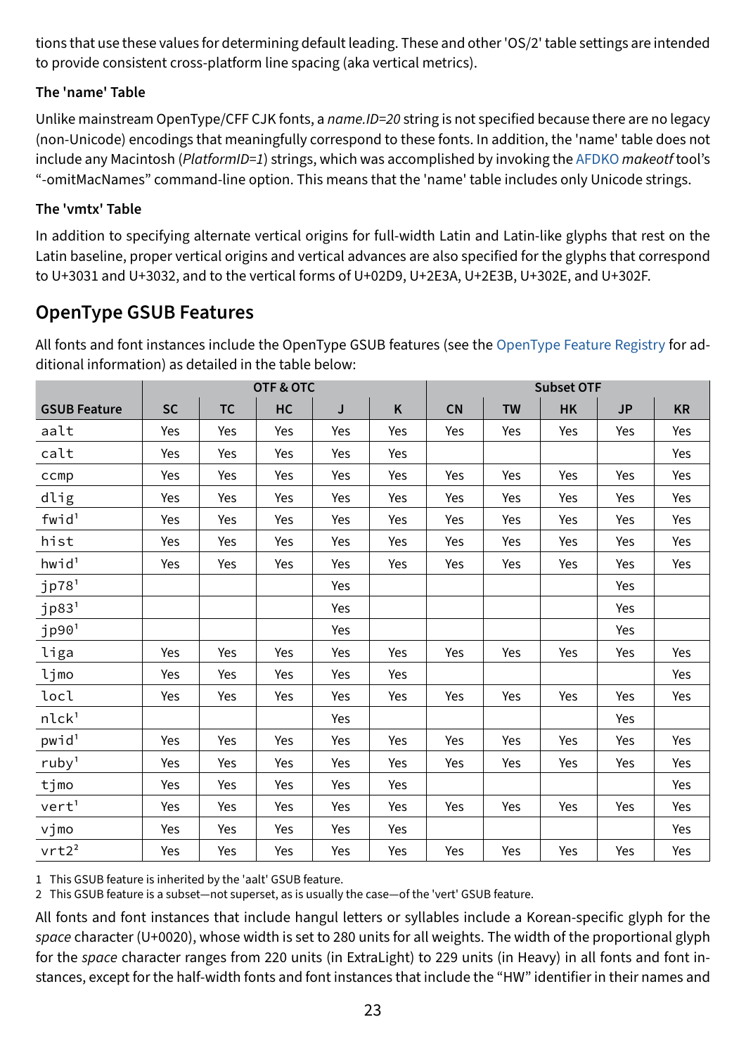tions that use these values for determining default leading. These and other 'OS/2' table settings are intended to provide consistent cross-platform line spacing (aka vertical metrics).

### The 'name' Table

Unlike mainstream OpenType/CFF CJK fonts, a *name.ID=20* string is not specified because there are no legacy (non-Unicode) encodings that meaningfully correspond to these fonts. In addition, the 'name' table does not include any Macintosh (*PlatformID=1*) strings, which was accomplished by invoking the AFDKO *makeotf* tool's "-omitMacNames" command-line option. This means that the 'name' table includes only Unicode strings.

### The 'vmtx' Table

In addition to specifying alternate vertical origins for full-width Latin and Latin-like glyphs that rest on the Latin baseline, proper vertical origins and vertical advances are also specified for the glyphs that correspond to U+3031 and U+3032, and to the vertical forms of U+02D9, U+2E3A, U+2E3B, U+302E, and U+302F.

## OpenType GSUB Features

All fonts and font instances include the OpenType GSUB features (see the OpenType Feature Registry for additional information) as detailed in the table below:

| | OTF & OTC | | | | | Subset OTF | | | | |
|---|---|---|---|---|---|---|---|---|---|---|
| **GSUB Feature** | **SC** | **TC** | **HC** | **J** | **K** | **CN** | **TW** | **HK** | **JP** | **KR** |
| `aalt` | Yes | Yes | Yes | Yes | Yes | Yes | Yes | Yes | Yes | Yes |
| `calt` | Yes | Yes | Yes | Yes | Yes | | | | | Yes |
| `ccmp` | Yes | Yes | Yes | Yes | Yes | Yes | Yes | Yes | Yes | Yes |
| `dlig` | Yes | Yes | Yes | Yes | Yes | Yes | Yes | Yes | Yes | Yes |
| `fwid`[1] | Yes | Yes | Yes | Yes | Yes | Yes | Yes | Yes | Yes | Yes |
| `hist` | Yes | Yes | Yes | Yes | Yes | Yes | Yes | Yes | Yes | Yes |
| `hwid`[1] | Yes | Yes | Yes | Yes | Yes | Yes | Yes | Yes | Yes | Yes |
| `jp78`[1] | | | | Yes | | | | | Yes | |
| `jp83`[1] | | | | Yes | | | | | Yes | |
| `jp90`[1] | | | | Yes | | | | | Yes | |
| `liga` | Yes | Yes | Yes | Yes | Yes | Yes | Yes | Yes | Yes | Yes |
| `ljmo` | Yes | Yes | Yes | Yes | Yes | | | | | Yes |
| `locl` | Yes | Yes | Yes | Yes | Yes | Yes | Yes | Yes | Yes | Yes |
| `nlck`[1] | | | | Yes | | | | | Yes | |
| `pwid`[1] | Yes | Yes | Yes | Yes | Yes | Yes | Yes | Yes | Yes | Yes |
| `ruby`[1] | Yes | Yes | Yes | Yes | Yes | Yes | Yes | Yes | Yes | Yes |
| `tjmo` | Yes | Yes | Yes | Yes | Yes | | | | | Yes |
| `vert`[1] | Yes | Yes | Yes | Yes | Yes | Yes | Yes | Yes | Yes | Yes |
| `vjmo` | Yes | Yes | Yes | Yes | Yes | | | | | Yes |
| `vrt2`[2] | Yes | Yes | Yes | Yes | Yes | Yes | Yes | Yes | Yes | Yes |

1 This GSUB feature is inherited by the 'aalt' GSUB feature.
2 This GSUB feature is a subset—not superset, as is usually the case—of the 'vert' GSUB feature.

All fonts and font instances that include hangul letters or syllables include a Korean-specific glyph for the *space* character (U+0020), whose width is set to 280 units for all weights. The width of the proportional glyph for the *space* character ranges from 220 units (in ExtraLight) to 229 units (in Heavy) in all fonts and font instances, except for the half-width fonts and font instances that include the "HW" identifier in their names and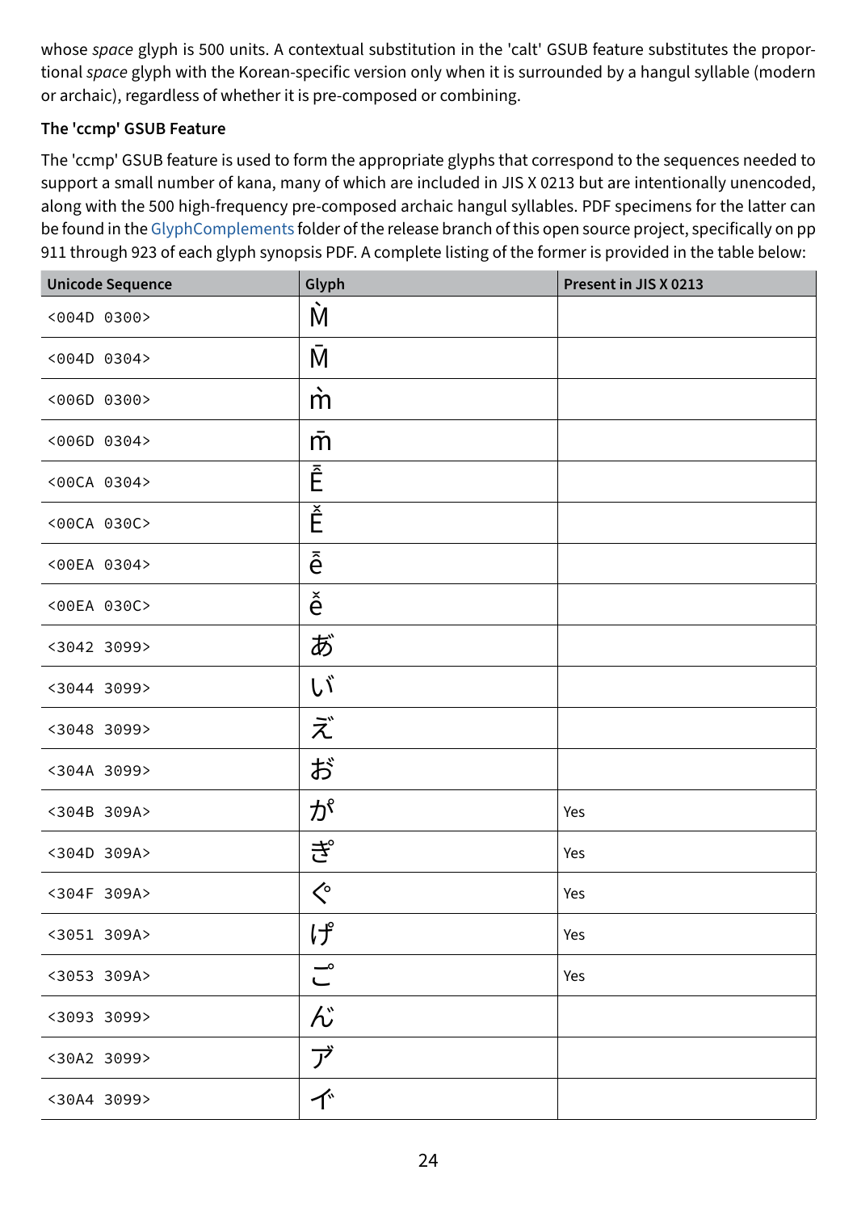whose *space* glyph is 500 units. A contextual substitution in the 'calt' GSUB feature substitutes the proportional *space* glyph with the Korean-specific version only when it is surrounded by a hangul syllable (modern or archaic), regardless of whether it is pre-composed or combining.

**The 'ccmp' GSUB Feature**

The 'ccmp' GSUB feature is used to form the appropriate glyphs that correspond to the sequences needed to support a small number of kana, many of which are included in JIS X 0213 but are intentionally unencoded, along with the 500 high-frequency pre-composed archaic hangul syllables. PDF specimens for the latter can be found in the GlyphComplements folder of the release branch of this open source project, specifically on pp 911 through 923 of each glyph synopsis PDF. A complete listing of the former is provided in the table below:

| Unicode Sequence | Glyph | Present in JIS X 0213 |
|---|---|---|
| `<004D 0300>` | M̀ | |
| `<004D 0304>` | M̄ | |
| `<006D 0300>` | m̀ | |
| `<006D 0304>` | m̄ | |
| `<00CA 0304>` | Ê̄ | |
| `<00CA 030C>` | Ê̌ | |
| `<00EA 0304>` | ê̄ | |
| `<00EA 030C>` | ê̌ | |
| `<3042 3099>` | あ゙ | |
| `<3044 3099>` | い゙ | |
| `<3048 3099>` | え゙ | |
| `<304A 3099>` | お゙ | |
| `<304B 309A>` | か゚ | Yes |
| `<304D 309A>` | き゚ | Yes |
| `<304F 309A>` | く゚ | Yes |
| `<3051 309A>` | け゚ | Yes |
| `<3053 309A>` | こ゚ | Yes |
| `<3093 3099>` | ん゙ | |
| `<30A2 3099>` | ア゙ | |
| `<30A4 3099>` | イ゙ | |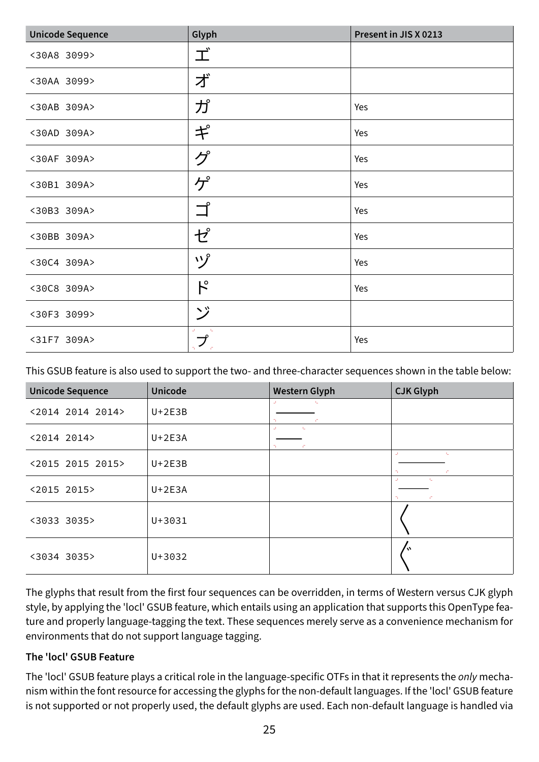| Unicode Sequence | Glyph | Present in JIS X 0213 |
| --- | --- | --- |
| <30A8 3099> | エ゙ | |
| <30AA 3099> | オ゙ | |
| <30AB 309A> | カ゚ | Yes |
| <30AD 309A> | キ゚ | Yes |
| <30AF 309A> | ク゚ | Yes |
| <30B1 309A> | ケ゚ | Yes |
| <30B3 309A> | コ゚ | Yes |
| <30BB 309A> | セ゚ | Yes |
| <30C4 309A> | ツ゚ | Yes |
| <30C8 309A> | ト゚ | Yes |
| <30F3 3099> | ン゙ | |
| <31F7 309A> | ㇷ゚ | Yes |

This GSUB feature is also used to support the two- and three-character sequences shown in the table below:

| Unicode Sequence | Unicode | Western Glyph | CJK Glyph |
| --- | --- | --- | --- |
| <2014 2014 2014> | U+2E3B | ⸻ | |
| <2014 2014> | U+2E3A | ⸺ | |
| <2015 2015 2015> | U+2E3B | | ⸻ |
| <2015 2015> | U+2E3A | | ⸺ |
| <3033 3035> | U+3031 | | 〱 |
| <3034 3035> | U+3032 | | 〲 |

The glyphs that result from the first four sequences can be overridden, in terms of Western versus CJK glyph style, by applying the 'locl' GSUB feature, which entails using an application that supports this OpenType feature and properly language-tagging the text. These sequences merely serve as a convenience mechanism for environments that do not support language tagging.

**The 'locl' GSUB Feature**

The 'locl' GSUB feature plays a critical role in the language-specific OTFs in that it represents the *only* mechanism within the font resource for accessing the glyphs for the non-default languages. If the 'locl' GSUB feature is not supported or not properly used, the default glyphs are used. Each non-default language is handled via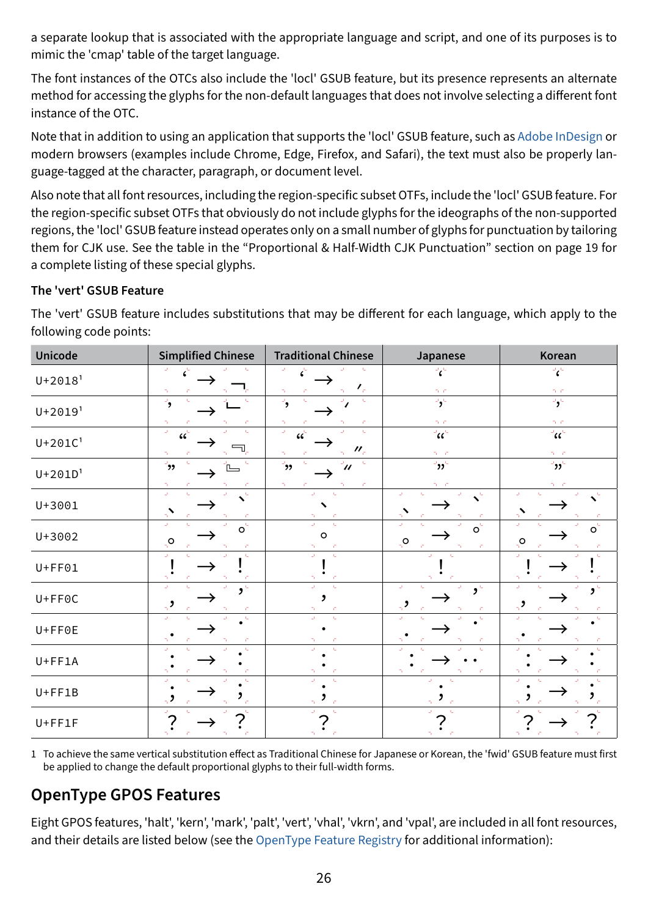a separate lookup that is associated with the appropriate language and script, and one of its purposes is to mimic the 'cmap' table of the target language.

The font instances of the OTCs also include the 'locl' GSUB feature, but its presence represents an alternate method for accessing the glyphs for the non-default languages that does not involve selecting a different font instance of the OTC.

Note that in addition to using an application that supports the 'locl' GSUB feature, such as Adobe InDesign or modern browsers (examples include Chrome, Edge, Firefox, and Safari), the text must also be properly language-tagged at the character, paragraph, or document level.

Also note that all font resources, including the region-specific subset OTFs, include the 'locl' GSUB feature. For the region-specific subset OTFs that obviously do not include glyphs for the ideographs of the non-supported regions, the 'locl' GSUB feature instead operates only on a small number of glyphs for punctuation by tailoring them for CJK use. See the table in the “Proportional & Half-Width CJK Punctuation” section on page 19 for a complete listing of these special glyphs.

### The 'vert' GSUB Feature

The 'vert' GSUB feature includes substitutions that may be different for each language, which apply to the following code points:

| Unicode | Simplified Chinese | Traditional Chinese | Japanese | Korean |
|---|---|---|---|---|
| U+2018[1] | ‘ → ﹁ | ‘ → ‘ | ‘ | ‘ |
| U+2019[1] | ’ → ﹂ | ’ → ’ | ’ | ’ |
| U+201C[1] | “ → ﹃ | “ → 〃 | “ | “ |
| U+201D[1] | ” → ﹄ | ” → 〃 | ” | ” |
| U+3001 | 、 → ︑ | 、 | 、 → ︑ | 、 → ︑ |
| U+3002 | 。 → ︒ | 。 | 。 → ︒ | 。 → ︒ |
| U+FF01 | ！ → ︕ | ！ | ！ | ！ → ︕ |
| U+FF0C | ， → ︐ | ， | ， → ︐ | ， → ︐ |
| U+FF0E | ． → ． | ． | ． → ． | ． → ． |
| U+FF1A | ： → ︓ | ： | ： → ‥ | ： → ︓ |
| U+FF1B | ； → ︔ | ； | ； | ； → ︔ |
| U+FF1F | ？ → ︖ | ？ | ？ | ？ → ︖ |

1 To achieve the same vertical substitution effect as Traditional Chinese for Japanese or Korean, the 'fwid' GSUB feature must first be applied to change the default proportional glyphs to their full-width forms.

## OpenType GPOS Features

Eight GPOS features, 'halt', 'kern', 'mark', 'palt', 'vert', 'vhal', 'vkrn', and 'vpal', are included in all font resources, and their details are listed below (see the OpenType Feature Registry for additional information):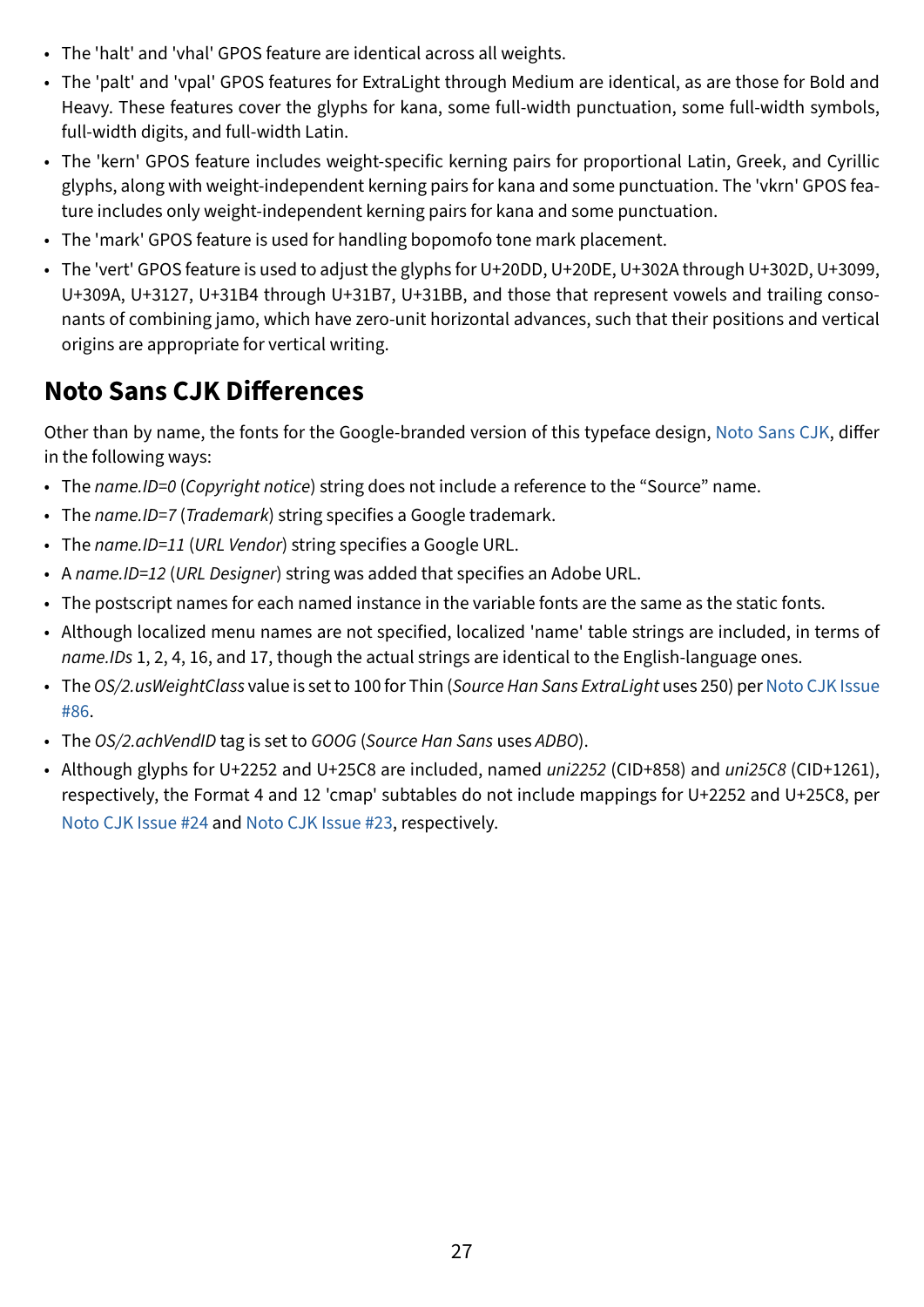- The 'halt' and 'vhal' GPOS feature are identical across all weights.
- The 'palt' and 'vpal' GPOS features for ExtraLight through Medium are identical, as are those for Bold and Heavy. These features cover the glyphs for kana, some full-width punctuation, some full-width symbols, full-width digits, and full-width Latin.
- The 'kern' GPOS feature includes weight-specific kerning pairs for proportional Latin, Greek, and Cyrillic glyphs, along with weight-independent kerning pairs for kana and some punctuation. The 'vkrn' GPOS feature includes only weight-independent kerning pairs for kana and some punctuation.
- The 'mark' GPOS feature is used for handling bopomofo tone mark placement.
- The 'vert' GPOS feature is used to adjust the glyphs for U+20DD, U+20DE, U+302A through U+302D, U+3099, U+309A, U+3127, U+31B4 through U+31B7, U+31BB, and those that represent vowels and trailing consonants of combining jamo, which have zero-unit horizontal advances, such that their positions and vertical origins are appropriate for vertical writing.

## Noto Sans CJK Differences

Other than by name, the fonts for the Google-branded version of this typeface design, Noto Sans CJK, differ in the following ways:

- The *name.ID=0* (*Copyright notice*) string does not include a reference to the “Source” name.
- The *name.ID=7* (*Trademark*) string specifies a Google trademark.
- The *name.ID=11* (*URL Vendor*) string specifies a Google URL.
- A *name.ID=12* (*URL Designer*) string was added that specifies an Adobe URL.
- The postscript names for each named instance in the variable fonts are the same as the static fonts.
- Although localized menu names are not specified, localized 'name' table strings are included, in terms of *name.IDs* 1, 2, 4, 16, and 17, though the actual strings are identical to the English-language ones.
- The *OS/2.usWeightClass* value is set to 100 for Thin (*Source Han Sans ExtraLight* uses 250) per Noto CJK Issue #86.
- The *OS/2.achVendID* tag is set to *GOOG* (*Source Han Sans* uses *ADBO*).
- Although glyphs for U+2252 and U+25C8 are included, named *uni2252* (CID+858) and *uni25C8* (CID+1261), respectively, the Format 4 and 12 'cmap' subtables do not include mappings for U+2252 and U+25C8, per Noto CJK Issue #24 and Noto CJK Issue #23, respectively.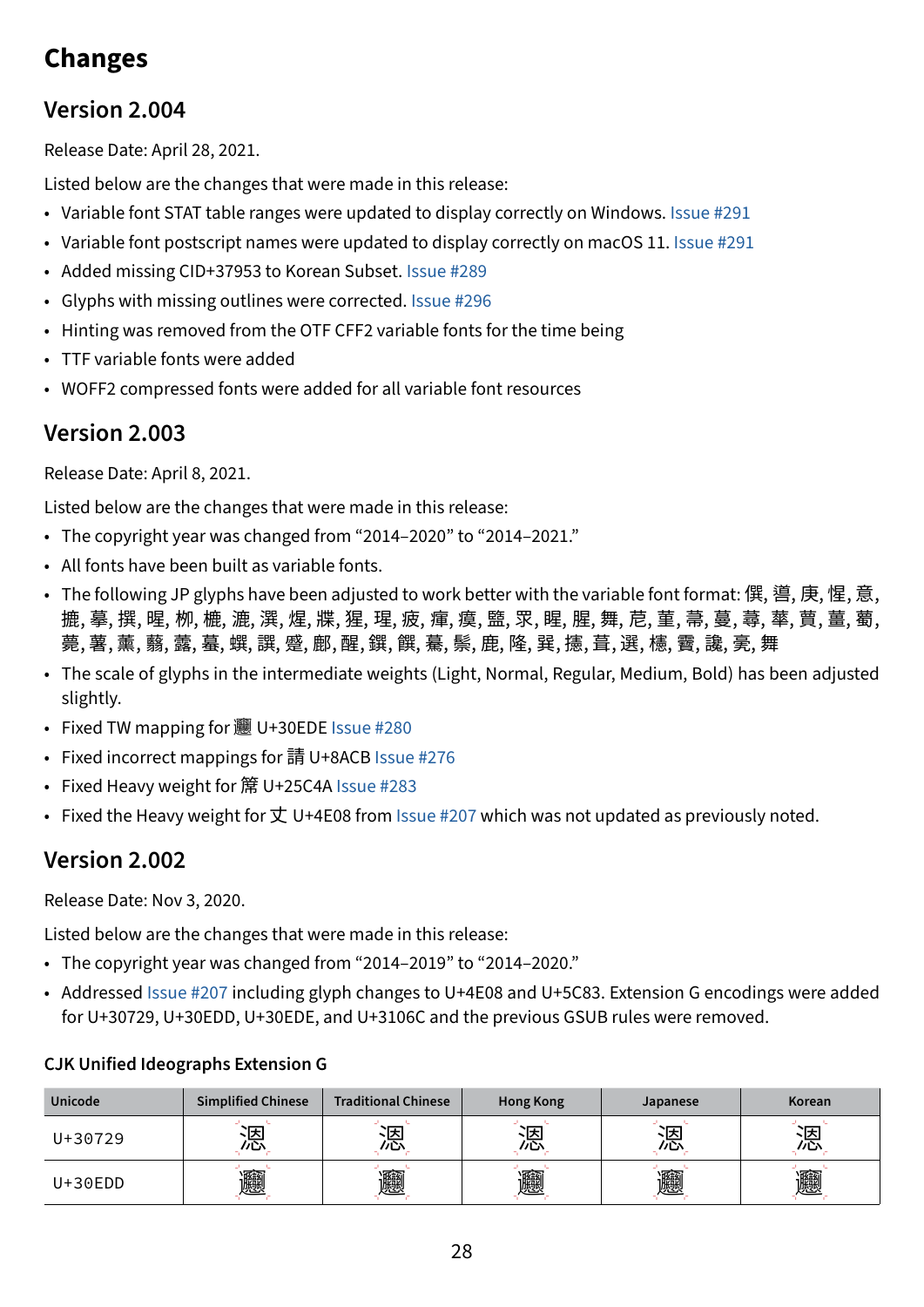# Changes

## Version 2.004

Release Date: April 28, 2021.

Listed below are the changes that were made in this release:

- Variable font STAT table ranges were updated to display correctly on Windows. Issue #291
- Variable font postscript names were updated to display correctly on macOS 11. Issue #291
- Added missing CID+37953 to Korean Subset. Issue #289
- Glyphs with missing outlines were corrected. Issue #296
- Hinting was removed from the OTF CFF2 variable fonts for the time being
- TTF variable fonts were added
- WOFF2 compressed fonts were added for all variable font resources

## Version 2.003

Release Date: April 8, 2021.

Listed below are the changes that were made in this release:

- The copyright year was changed from “2014–2020” to “2014–2021.”
- All fonts have been built as variable fonts.
- The following JP glyphs have been adjusted to work better with the variable font format: 僎, 噵, 庚, 惺, 意, 摝, 摹, 撰, 晅, 枊, 樚, 漉, 潠, 煋, 蝶, 猩, 瑆, 疲, 瘇, 瘼, 盬, 眔, 睲, 腥, 舞, 苊, 菫, 菷, 蔓, 蕁, 華, 蕢, 薑, 蓟, 蕘, 薯, 薰, 藹, �李, 蟇, 蟆, 譔, 蹷, 鄜, 醒, 鐉, 饌, 驀, 鬃, 鹿, 隆, 巽, 擦, 葺, 選, 檽, 霽, 譈, 箕, 舞
- The scale of glyphs in the intermediate weights (Light, Normal, Regular, Medium, Bold) has been adjusted slightly.
- Fixed TW mapping for 𰻞 U+30EDE Issue #280
- Fixed incorrect mappings for 請 U+8ACB Issue #276
- Fixed Heavy weight for 簕 U+25C4A Issue #283
- Fixed the Heavy weight for 丈 U+4E08 from Issue #207 which was not updated as previously noted.

## Version 2.002

Release Date: Nov 3, 2020.

Listed below are the changes that were made in this release:

- The copyright year was changed from “2014–2019” to “2014–2020.”
- Addressed Issue #207 including glyph changes to U+4E08 and U+5C83. Extension G encodings were added for U+30729, U+30EDD, U+30EDE, and U+3106C and the previous GSUB rules were removed.

### CJK Unified Ideographs Extension G

| Unicode | Simplified Chinese | Traditional Chinese | Hong Kong | Japanese | Korean |
|---|---|---|---|---|---|
| U+30729 | 𰜩 | 𰜩 | 𰜩 | 𰜩 | 𰜩 |
| U+30EDD | 𰻝 | 𰻝 | 𰻝 | 𰻝 | 𰻝 |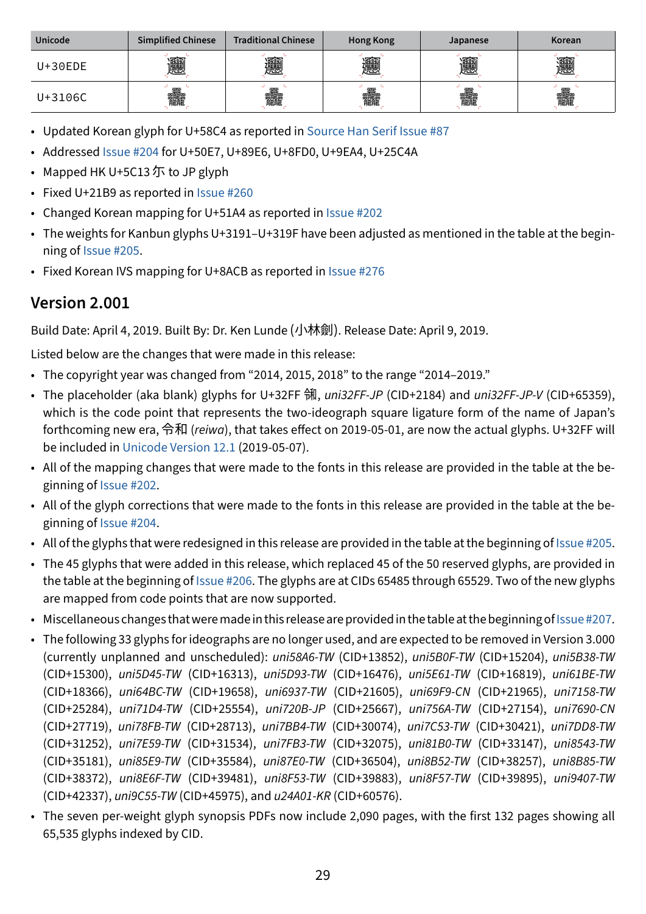| Unicode | Simplified Chinese | Traditional Chinese | Hong Kong | Japanese | Korean |
|---|---|---|---|---|---|
| U+30EDE | 𰻞 | 𰻞 | 𰻞 | 𰻞 | 𰻞 |
| U+3106C | 𱁬 | 𱁬 | 𱁬 | 𱁬 | 𱁬 |

- Updated Korean glyph for U+58C4 as reported in Source Han Serif Issue #87
- Addressed Issue #204 for U+50E7, U+89E6, U+8FD0, U+9EA4, U+25C4A
- Mapped HK U+5C13 尓 to JP glyph
- Fixed U+21B9 as reported in Issue #260
- Changed Korean mapping for U+51A4 as reported in Issue #202
- The weights for Kanbun glyphs U+3191–U+319F have been adjusted as mentioned in the table at the beginning of Issue #205.
- Fixed Korean IVS mapping for U+8ACB as reported in Issue #276

## Version 2.001

Build Date: April 4, 2019. Built By: Dr. Ken Lunde (小林劍). Release Date: April 9, 2019.

Listed below are the changes that were made in this release:

- The copyright year was changed from "2014, 2015, 2018" to the range "2014–2019."
- The placeholder (aka blank) glyphs for U+32FF ㋿, *uni32FF-JP* (CID+2184) and *uni32FF-JP-V* (CID+65359), which is the code point that represents the two-ideograph square ligature form of the name of Japan's forthcoming new era, 令和 (*reiwa*), that takes effect on 2019-05-01, are now the actual glyphs. U+32FF will be included in Unicode Version 12.1 (2019-05-07).
- All of the mapping changes that were made to the fonts in this release are provided in the table at the beginning of Issue #202.
- All of the glyph corrections that were made to the fonts in this release are provided in the table at the beginning of Issue #204.
- All of the glyphs that were redesigned in this release are provided in the table at the beginning of Issue #205.
- The 45 glyphs that were added in this release, which replaced 45 of the 50 reserved glyphs, are provided in the table at the beginning of Issue #206. The glyphs are at CIDs 65485 through 65529. Two of the new glyphs are mapped from code points that are now supported.
- Miscellaneous changes that were made in this release are provided in the table at the beginning of Issue #207.
- The following 33 glyphs for ideographs are no longer used, and are expected to be removed in Version 3.000 (currently unplanned and unscheduled): *uni58A6-TW* (CID+13852), *uni5B0F-TW* (CID+15204), *uni5B38-TW* (CID+15300), *uni5D45-TW* (CID+16313), *uni5D93-TW* (CID+16476), *uni5E61-TW* (CID+16819), *uni61BE-TW* (CID+18366), *uni64BC-TW* (CID+19658), *uni6937-TW* (CID+21605), *uni69F9-CN* (CID+21965), *uni7158-TW* (CID+25284), *uni71D4-TW* (CID+25554), *uni720B-JP* (CID+25667), *uni756A-TW* (CID+27154), *uni7690-CN* (CID+27719), *uni78FB-TW* (CID+28713), *uni7BB4-TW* (CID+30074), *uni7C53-TW* (CID+30421), *uni7DD8-TW* (CID+31252), *uni7E59-TW* (CID+31534), *uni7FB3-TW* (CID+32075), *uni81B0-TW* (CID+33147), *uni8543-TW* (CID+35181), *uni85E9-TW* (CID+35584), *uni87E0-TW* (CID+36504), *uni8B52-TW* (CID+38257), *uni8B85-TW* (CID+38372), *uni8E6F-TW* (CID+39481), *uni8F53-TW* (CID+39883), *uni8F57-TW* (CID+39895), *uni9407-TW* (CID+42337), *uni9C55-TW* (CID+45975), and *u24A01-KR* (CID+60576).
- The seven per-weight glyph synopsis PDFs now include 2,090 pages, with the first 132 pages showing all 65,535 glyphs indexed by CID.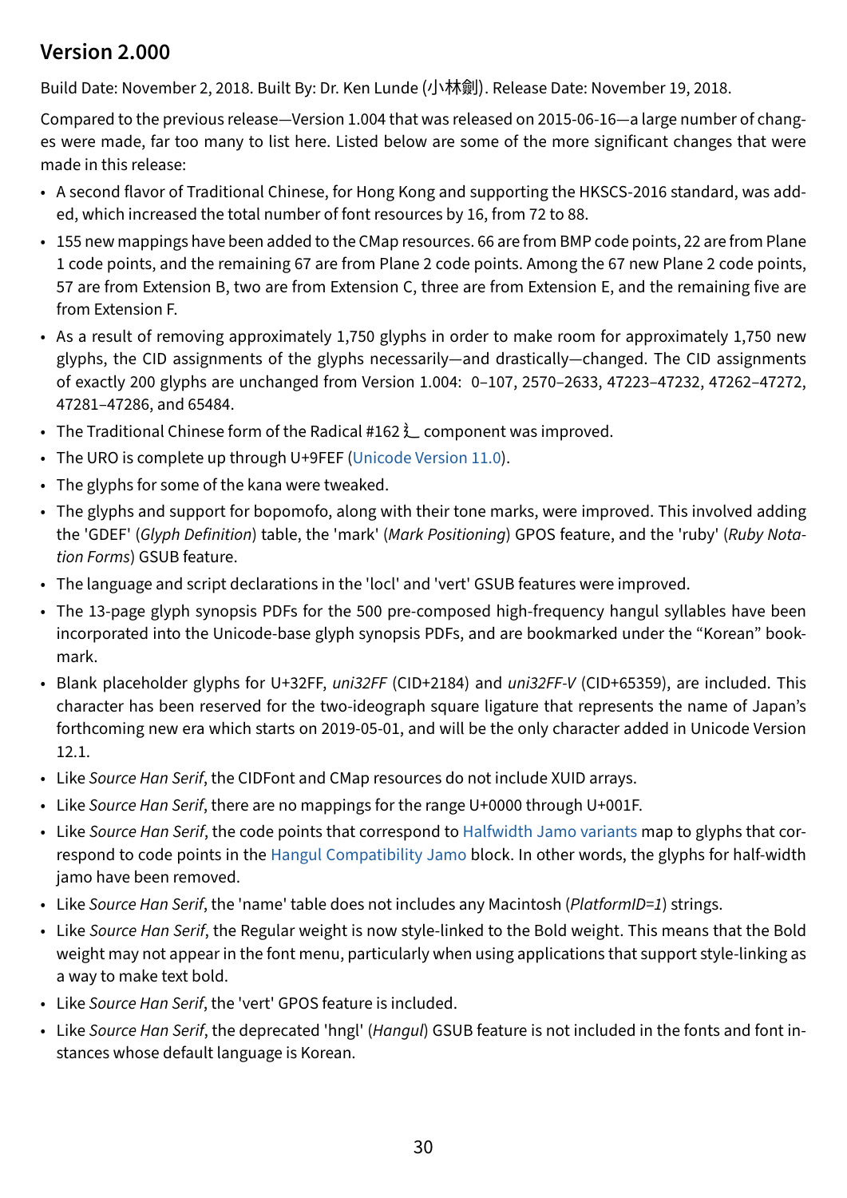## Version 2.000

Build Date: November 2, 2018. Built By: Dr. Ken Lunde (小林劍). Release Date: November 19, 2018.

Compared to the previous release—Version 1.004 that was released on 2015-06-16—a large number of changes were made, far too many to list here. Listed below are some of the more significant changes that were made in this release:

- A second flavor of Traditional Chinese, for Hong Kong and supporting the HKSCS-2016 standard, was added, which increased the total number of font resources by 16, from 72 to 88.
- 155 new mappings have been added to the CMap resources. 66 are from BMP code points, 22 are from Plane 1 code points, and the remaining 67 are from Plane 2 code points. Among the 67 new Plane 2 code points, 57 are from Extension B, two are from Extension C, three are from Extension E, and the remaining five are from Extension F.
- As a result of removing approximately 1,750 glyphs in order to make room for approximately 1,750 new glyphs, the CID assignments of the glyphs necessarily—and drastically—changed. The CID assignments of exactly 200 glyphs are unchanged from Version 1.004: 0–107, 2570–2633, 47223–47232, 47262–47272, 47281–47286, and 65484.
- The Traditional Chinese form of the Radical #162 辶 component was improved.
- The URO is complete up through U+9FEF (Unicode Version 11.0).
- The glyphs for some of the kana were tweaked.
- The glyphs and support for bopomofo, along with their tone marks, were improved. This involved adding the 'GDEF' (*Glyph Definition*) table, the 'mark' (*Mark Positioning*) GPOS feature, and the 'ruby' (*Ruby Notation Forms*) GSUB feature.
- The language and script declarations in the 'locl' and 'vert' GSUB features were improved.
- The 13-page glyph synopsis PDFs for the 500 pre-composed high-frequency hangul syllables have been incorporated into the Unicode-base glyph synopsis PDFs, and are bookmarked under the “Korean” bookmark.
- Blank placeholder glyphs for U+32FF, *uni32FF* (CID+2184) and *uni32FF-V* (CID+65359), are included. This character has been reserved for the two-ideograph square ligature that represents the name of Japan’s forthcoming new era which starts on 2019-05-01, and will be the only character added in Unicode Version 12.1.
- Like *Source Han Serif*, the CIDFont and CMap resources do not include XUID arrays.
- Like *Source Han Serif*, there are no mappings for the range U+0000 through U+001F.
- Like *Source Han Serif*, the code points that correspond to Halfwidth Jamo variants map to glyphs that correspond to code points in the Hangul Compatibility Jamo block. In other words, the glyphs for half-width jamo have been removed.
- Like *Source Han Serif*, the 'name' table does not includes any Macintosh (*PlatformID=1*) strings.
- Like *Source Han Serif*, the Regular weight is now style-linked to the Bold weight. This means that the Bold weight may not appear in the font menu, particularly when using applications that support style-linking as a way to make text bold.
- Like *Source Han Serif*, the 'vert' GPOS feature is included.
- Like *Source Han Serif*, the deprecated 'hngl' (*Hangul*) GSUB feature is not included in the fonts and font instances whose default language is Korean.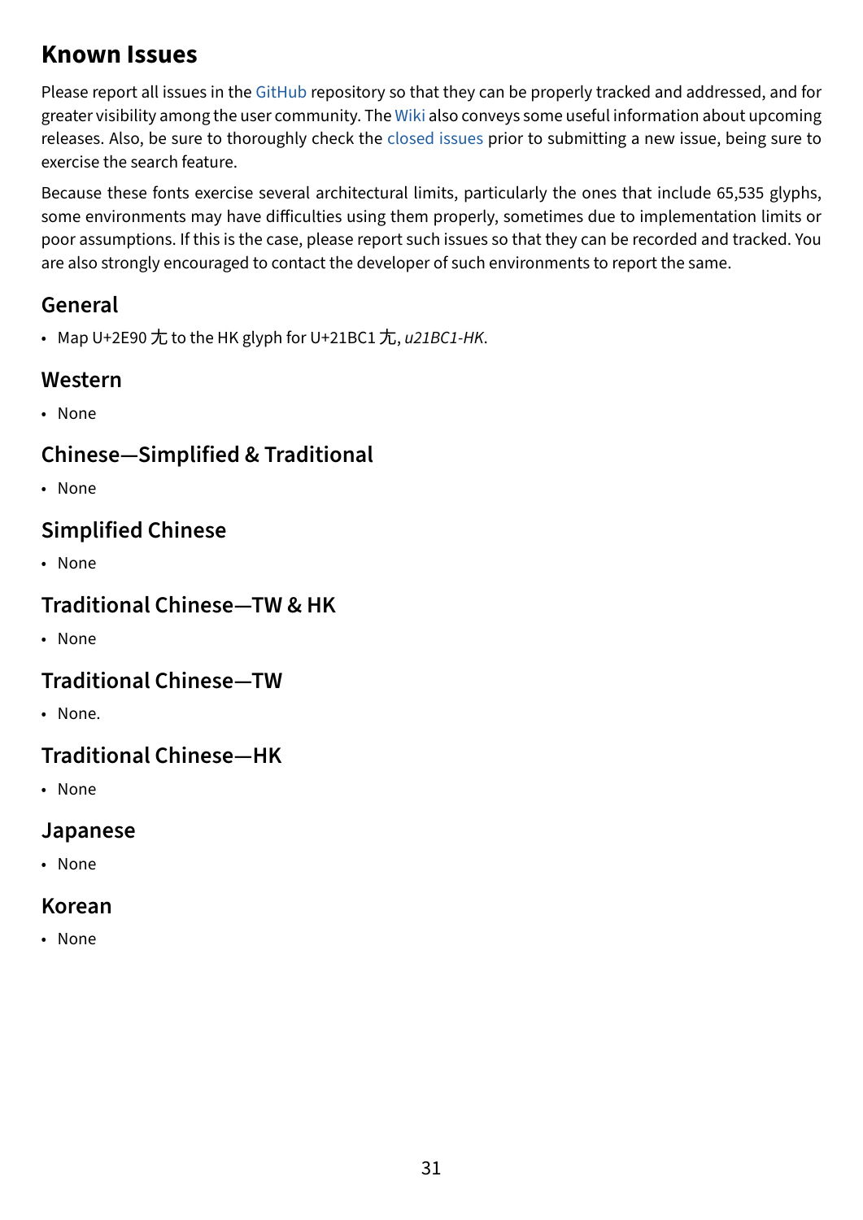## Known Issues

Please report all issues in the GitHub repository so that they can be properly tracked and addressed, and for greater visibility among the user community. The Wiki also conveys some useful information about upcoming releases. Also, be sure to thoroughly check the closed issues prior to submitting a new issue, being sure to exercise the search feature.

Because these fonts exercise several architectural limits, particularly the ones that include 65,535 glyphs, some environments may have difficulties using them properly, sometimes due to implementation limits or poor assumptions. If this is the case, please report such issues so that they can be recorded and tracked. You are also strongly encouraged to contact the developer of such environments to report the same.

### General

- Map U+2E90 ⺐ to the HK glyph for U+21BC1 𡯁, *u21BC1-HK*.

### Western

- None

### Chinese—Simplified & Traditional

- None

### Simplified Chinese

- None

### Traditional Chinese—TW & HK

- None

### Traditional Chinese—TW

- None.

### Traditional Chinese—HK

- None

### Japanese

- None

### Korean

- None